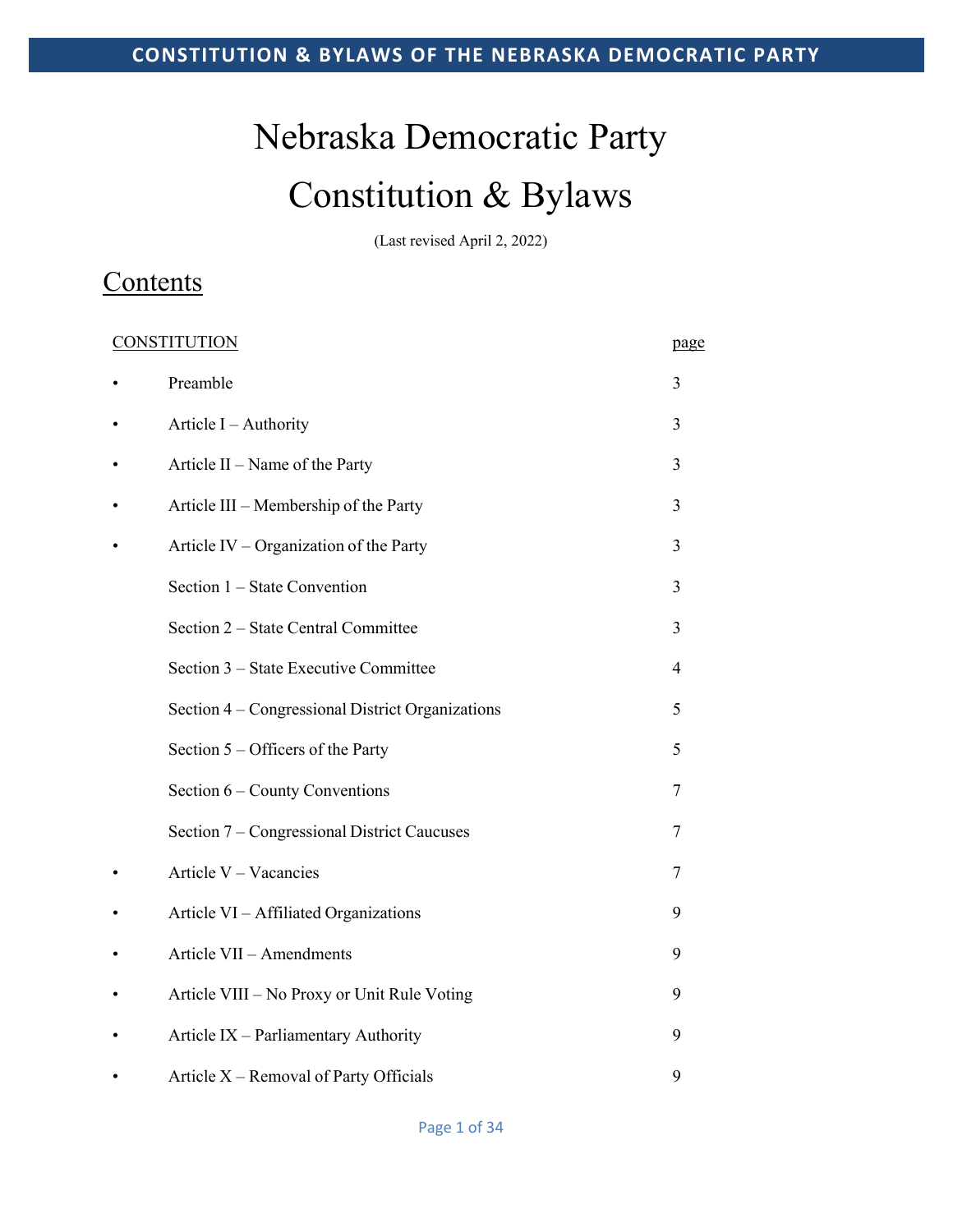# Nebraska Democratic Party

# Constitution & Bylaws

(Last revised April 2, 2022)

## Contents

| CONSTITUTION | | page |
|---|---|---|
| • | Preamble | 3 |
| • | Article I – Authority | 3 |
| • | Article II – Name of the Party | 3 |
| • | Article III – Membership of the Party | 3 |
| • | Article IV – Organization of the Party | 3 |
| | Section 1 – State Convention | 3 |
| | Section 2 – State Central Committee | 3 |
| | Section 3 – State Executive Committee | 4 |
| | Section 4 – Congressional District Organizations | 5 |
| | Section 5 – Officers of the Party | 5 |
| | Section 6 – County Conventions | 7 |
| | Section 7 – Congressional District Caucuses | 7 |
| • | Article V – Vacancies | 7 |
| • | Article VI – Affiliated Organizations | 9 |
| • | Article VII – Amendments | 9 |
| • | Article VIII – No Proxy or Unit Rule Voting | 9 |
| • | Article IX – Parliamentary Authority | 9 |
| • | Article X – Removal of Party Officials | 9 |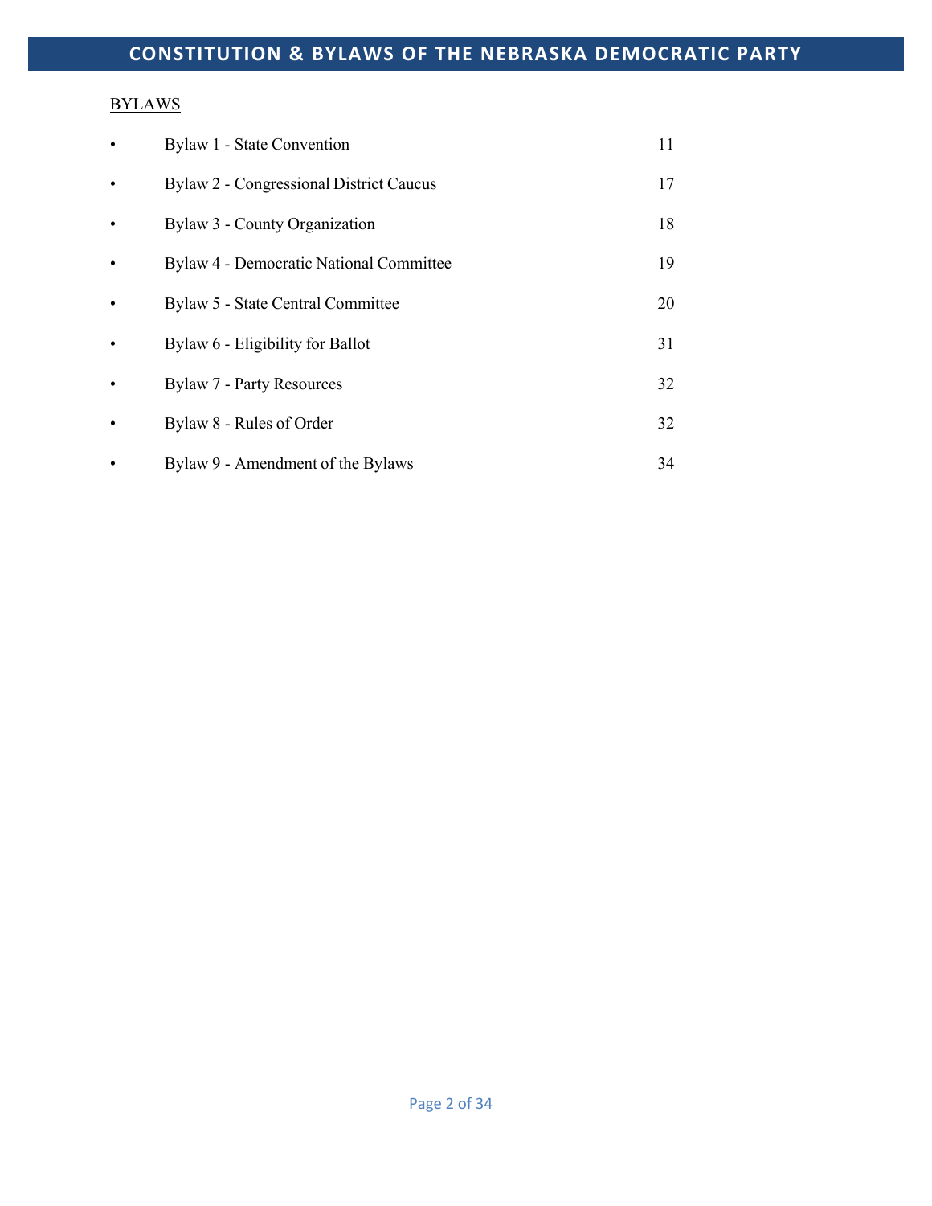BYLAWS

- Bylaw 1 - State Convention 11
- Bylaw 2 - Congressional District Caucus 17
- Bylaw 3 - County Organization 18
- Bylaw 4 - Democratic National Committee 19
- Bylaw 5 - State Central Committee 20
- Bylaw 6 - Eligibility for Ballot 31
- Bylaw 7 - Party Resources 32
- Bylaw 8 - Rules of Order 32
- Bylaw 9 - Amendment of the Bylaws 34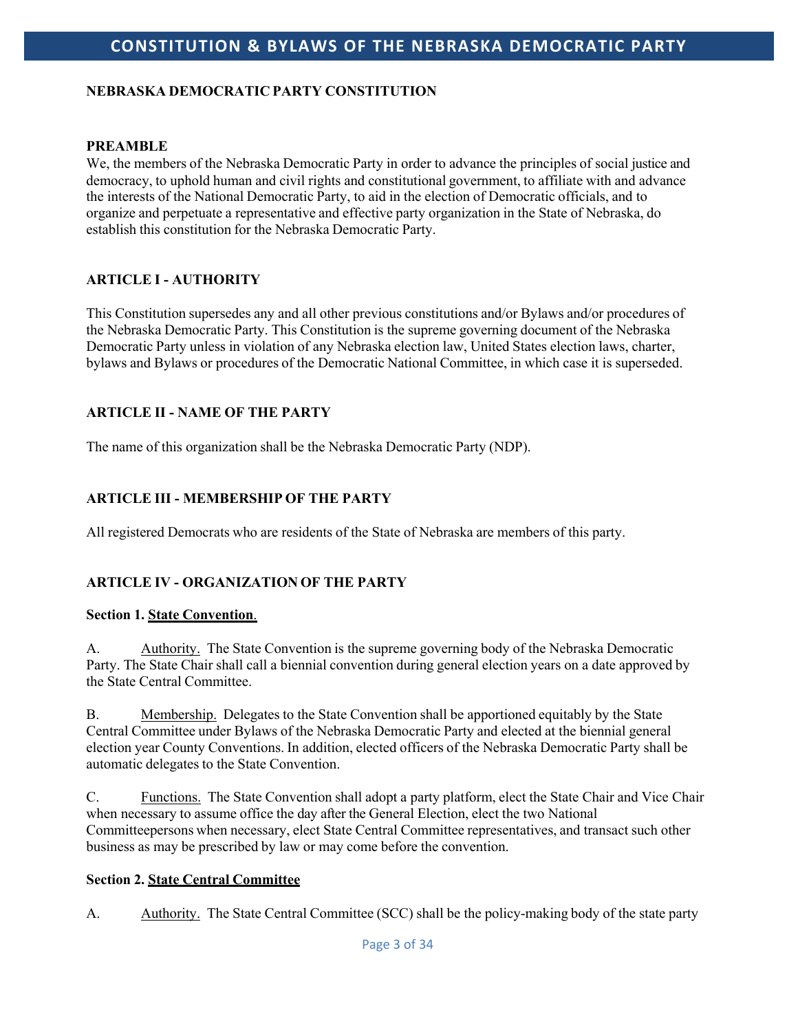# NEBRASKA DEMOCRATIC PARTY CONSTITUTION

## PREAMBLE

We, the members of the Nebraska Democratic Party in order to advance the principles of social justice and democracy, to uphold human and civil rights and constitutional government, to affiliate with and advance the interests of the National Democratic Party, to aid in the election of Democratic officials, and to organize and perpetuate a representative and effective party organization in the State of Nebraska, do establish this constitution for the Nebraska Democratic Party.

## ARTICLE I - AUTHORITY

This Constitution supersedes any and all other previous constitutions and/or Bylaws and/or procedures of the Nebraska Democratic Party. This Constitution is the supreme governing document of the Nebraska Democratic Party unless in violation of any Nebraska election law, United States election laws, charter, bylaws and Bylaws or procedures of the Democratic National Committee, in which case it is superseded.

## ARTICLE II - NAME OF THE PARTY

The name of this organization shall be the Nebraska Democratic Party (NDP).

## ARTICLE III - MEMBERSHIP OF THE PARTY

All registered Democrats who are residents of the State of Nebraska are members of this party.

## ARTICLE IV - ORGANIZATION OF THE PARTY

### Section 1. State Convention.

A. Authority. The State Convention is the supreme governing body of the Nebraska Democratic Party. The State Chair shall call a biennial convention during general election years on a date approved by the State Central Committee.

B. Membership. Delegates to the State Convention shall be apportioned equitably by the State Central Committee under Bylaws of the Nebraska Democratic Party and elected at the biennial general election year County Conventions. In addition, elected officers of the Nebraska Democratic Party shall be automatic delegates to the State Convention.

C. Functions. The State Convention shall adopt a party platform, elect the State Chair and Vice Chair when necessary to assume office the day after the General Election, elect the two National Committeepersons when necessary, elect State Central Committee representatives, and transact such other business as may be prescribed by law or may come before the convention.

### Section 2. State Central Committee

A. Authority. The State Central Committee (SCC) shall be the policy-making body of the state party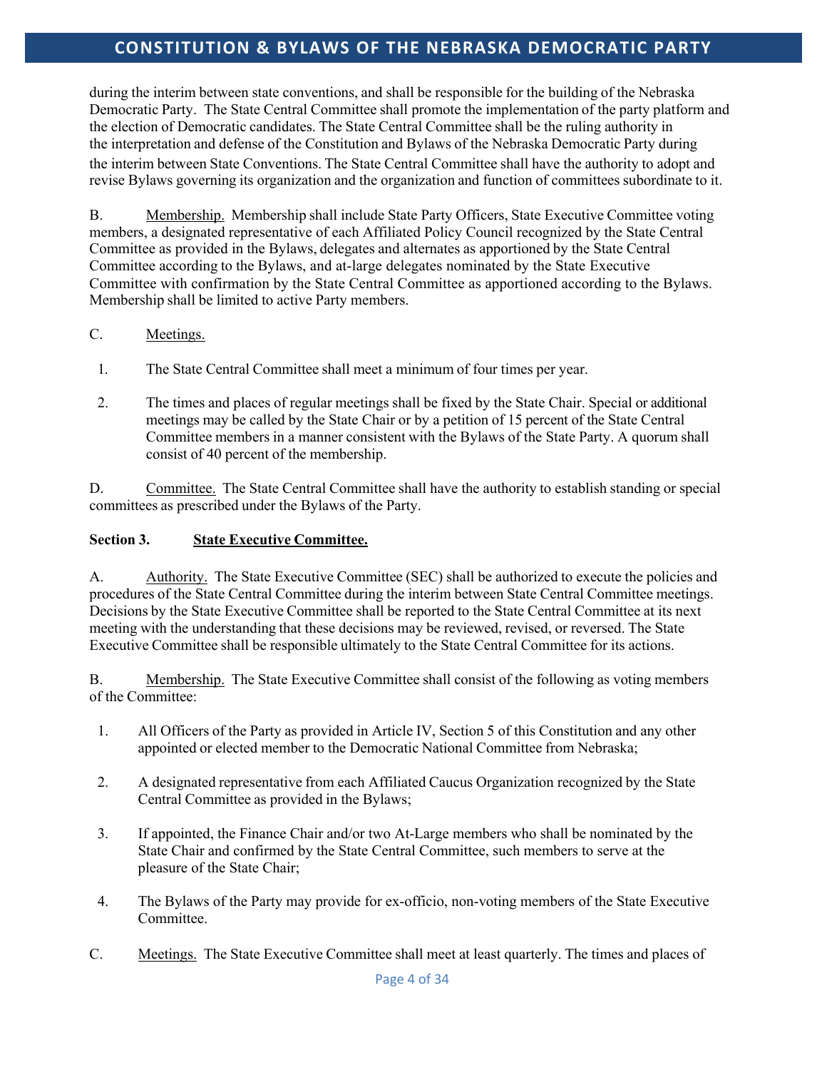during the interim between state conventions, and shall be responsible for the building of the Nebraska Democratic Party. The State Central Committee shall promote the implementation of the party platform and the election of Democratic candidates. The State Central Committee shall be the ruling authority in the interpretation and defense of the Constitution and Bylaws of the Nebraska Democratic Party during the interim between State Conventions. The State Central Committee shall have the authority to adopt and revise Bylaws governing its organization and the organization and function of committees subordinate to it.

B. Membership. Membership shall include State Party Officers, State Executive Committee voting members, a designated representative of each Affiliated Policy Council recognized by the State Central Committee as provided in the Bylaws, delegates and alternates as apportioned by the State Central Committee according to the Bylaws, and at-large delegates nominated by the State Executive Committee with confirmation by the State Central Committee as apportioned according to the Bylaws. Membership shall be limited to active Party members.

C. Meetings.

1. The State Central Committee shall meet a minimum of four times per year.

2. The times and places of regular meetings shall be fixed by the State Chair. Special or additional meetings may be called by the State Chair or by a petition of 15 percent of the State Central Committee members in a manner consistent with the Bylaws of the State Party. A quorum shall consist of 40 percent of the membership.

D. Committee. The State Central Committee shall have the authority to establish standing or special committees as prescribed under the Bylaws of the Party.

**Section 3. State Executive Committee.**

A. Authority. The State Executive Committee (SEC) shall be authorized to execute the policies and procedures of the State Central Committee during the interim between State Central Committee meetings. Decisions by the State Executive Committee shall be reported to the State Central Committee at its next meeting with the understanding that these decisions may be reviewed, revised, or reversed. The State Executive Committee shall be responsible ultimately to the State Central Committee for its actions.

B. Membership. The State Executive Committee shall consist of the following as voting members of the Committee:

1. All Officers of the Party as provided in Article IV, Section 5 of this Constitution and any other appointed or elected member to the Democratic National Committee from Nebraska;

2. A designated representative from each Affiliated Caucus Organization recognized by the State Central Committee as provided in the Bylaws;

3. If appointed, the Finance Chair and/or two At-Large members who shall be nominated by the State Chair and confirmed by the State Central Committee, such members to serve at the pleasure of the State Chair;

4. The Bylaws of the Party may provide for ex-officio, non-voting members of the State Executive Committee.

C. Meetings. The State Executive Committee shall meet at least quarterly. The times and places of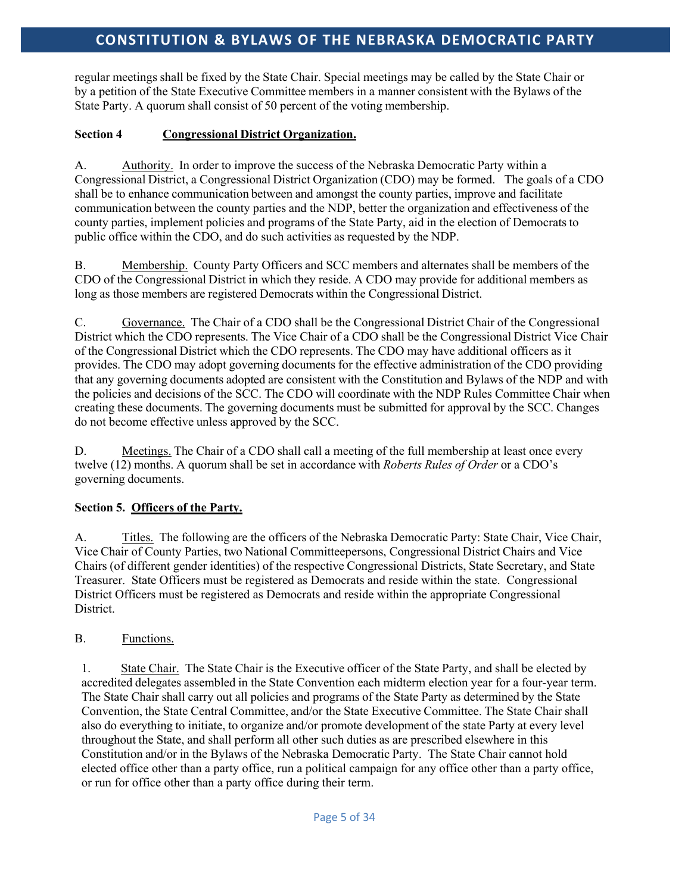regular meetings shall be fixed by the State Chair. Special meetings may be called by the State Chair or by a petition of the State Executive Committee members in a manner consistent with the Bylaws of the State Party. A quorum shall consist of 50 percent of the voting membership.

**Section 4 Congressional District Organization.**

A. Authority. In order to improve the success of the Nebraska Democratic Party within a Congressional District, a Congressional District Organization (CDO) may be formed. The goals of a CDO shall be to enhance communication between and amongst the county parties, improve and facilitate communication between the county parties and the NDP, better the organization and effectiveness of the county parties, implement policies and programs of the State Party, aid in the election of Democrats to public office within the CDO, and do such activities as requested by the NDP.

B. Membership. County Party Officers and SCC members and alternates shall be members of the CDO of the Congressional District in which they reside. A CDO may provide for additional members as long as those members are registered Democrats within the Congressional District.

C. Governance. The Chair of a CDO shall be the Congressional District Chair of the Congressional District which the CDO represents. The Vice Chair of a CDO shall be the Congressional District Vice Chair of the Congressional District which the CDO represents. The CDO may have additional officers as it provides. The CDO may adopt governing documents for the effective administration of the CDO providing that any governing documents adopted are consistent with the Constitution and Bylaws of the NDP and with the policies and decisions of the SCC. The CDO will coordinate with the NDP Rules Committee Chair when creating these documents. The governing documents must be submitted for approval by the SCC. Changes do not become effective unless approved by the SCC.

D. Meetings. The Chair of a CDO shall call a meeting of the full membership at least once every twelve (12) months. A quorum shall be set in accordance with *Roberts Rules of Order* or a CDO's governing documents.

**Section 5. Officers of the Party.**

A. Titles. The following are the officers of the Nebraska Democratic Party: State Chair, Vice Chair, Vice Chair of County Parties, two National Committeepersons, Congressional District Chairs and Vice Chairs (of different gender identities) of the respective Congressional Districts, State Secretary, and State Treasurer. State Officers must be registered as Democrats and reside within the state. Congressional District Officers must be registered as Democrats and reside within the appropriate Congressional District.

B. Functions.

1. State Chair. The State Chair is the Executive officer of the State Party, and shall be elected by accredited delegates assembled in the State Convention each midterm election year for a four-year term. The State Chair shall carry out all policies and programs of the State Party as determined by the State Convention, the State Central Committee, and/or the State Executive Committee. The State Chair shall also do everything to initiate, to organize and/or promote development of the state Party at every level throughout the State, and shall perform all other such duties as are prescribed elsewhere in this Constitution and/or in the Bylaws of the Nebraska Democratic Party. The State Chair cannot hold elected office other than a party office, run a political campaign for any office other than a party office, or run for office other than a party office during their term.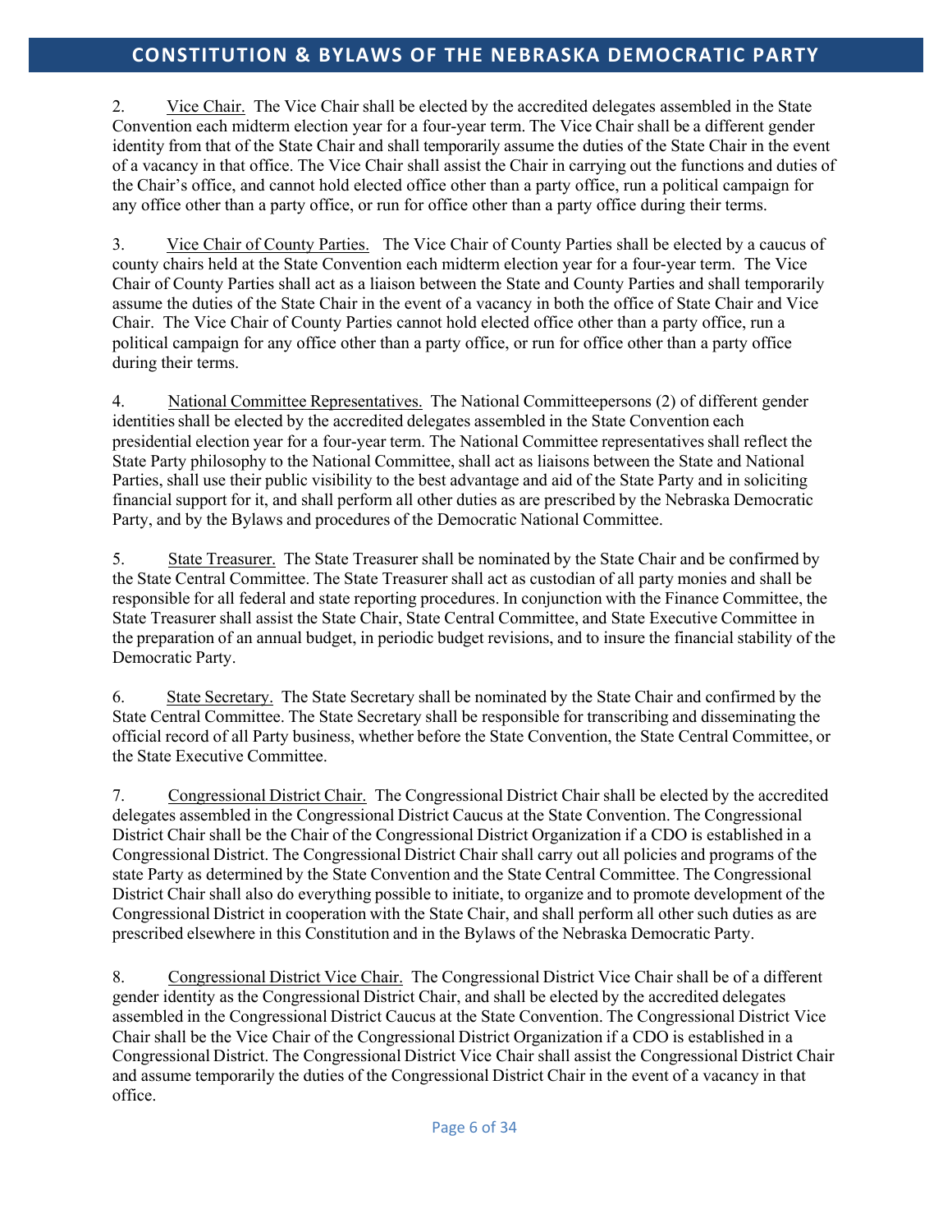2. <u>Vice Chair.</u> The Vice Chair shall be elected by the accredited delegates assembled in the State Convention each midterm election year for a four-year term. The Vice Chair shall be a different gender identity from that of the State Chair and shall temporarily assume the duties of the State Chair in the event of a vacancy in that office. The Vice Chair shall assist the Chair in carrying out the functions and duties of the Chair's office, and cannot hold elected office other than a party office, run a political campaign for any office other than a party office, or run for office other than a party office during their terms.

3. <u>Vice Chair of County Parties.</u> The Vice Chair of County Parties shall be elected by a caucus of county chairs held at the State Convention each midterm election year for a four-year term. The Vice Chair of County Parties shall act as a liaison between the State and County Parties and shall temporarily assume the duties of the State Chair in the event of a vacancy in both the office of State Chair and Vice Chair. The Vice Chair of County Parties cannot hold elected office other than a party office, run a political campaign for any office other than a party office, or run for office other than a party office during their terms.

4. <u>National Committee Representatives.</u> The National Committeepersons (2) of different gender identities shall be elected by the accredited delegates assembled in the State Convention each presidential election year for a four-year term. The National Committee representatives shall reflect the State Party philosophy to the National Committee, shall act as liaisons between the State and National Parties, shall use their public visibility to the best advantage and aid of the State Party and in soliciting financial support for it, and shall perform all other duties as are prescribed by the Nebraska Democratic Party, and by the Bylaws and procedures of the Democratic National Committee.

5. <u>State Treasurer.</u> The State Treasurer shall be nominated by the State Chair and be confirmed by the State Central Committee. The State Treasurer shall act as custodian of all party monies and shall be responsible for all federal and state reporting procedures. In conjunction with the Finance Committee, the State Treasurer shall assist the State Chair, State Central Committee, and State Executive Committee in the preparation of an annual budget, in periodic budget revisions, and to insure the financial stability of the Democratic Party.

6. <u>State Secretary.</u> The State Secretary shall be nominated by the State Chair and confirmed by the State Central Committee. The State Secretary shall be responsible for transcribing and disseminating the official record of all Party business, whether before the State Convention, the State Central Committee, or the State Executive Committee.

7. <u>Congressional District Chair.</u> The Congressional District Chair shall be elected by the accredited delegates assembled in the Congressional District Caucus at the State Convention. The Congressional District Chair shall be the Chair of the Congressional District Organization if a CDO is established in a Congressional District. The Congressional District Chair shall carry out all policies and programs of the state Party as determined by the State Convention and the State Central Committee. The Congressional District Chair shall also do everything possible to initiate, to organize and to promote development of the Congressional District in cooperation with the State Chair, and shall perform all other such duties as are prescribed elsewhere in this Constitution and in the Bylaws of the Nebraska Democratic Party.

8. <u>Congressional District Vice Chair.</u> The Congressional District Vice Chair shall be of a different gender identity as the Congressional District Chair, and shall be elected by the accredited delegates assembled in the Congressional District Caucus at the State Convention. The Congressional District Vice Chair shall be the Vice Chair of the Congressional District Organization if a CDO is established in a Congressional District. The Congressional District Vice Chair shall assist the Congressional District Chair and assume temporarily the duties of the Congressional District Chair in the event of a vacancy in that office.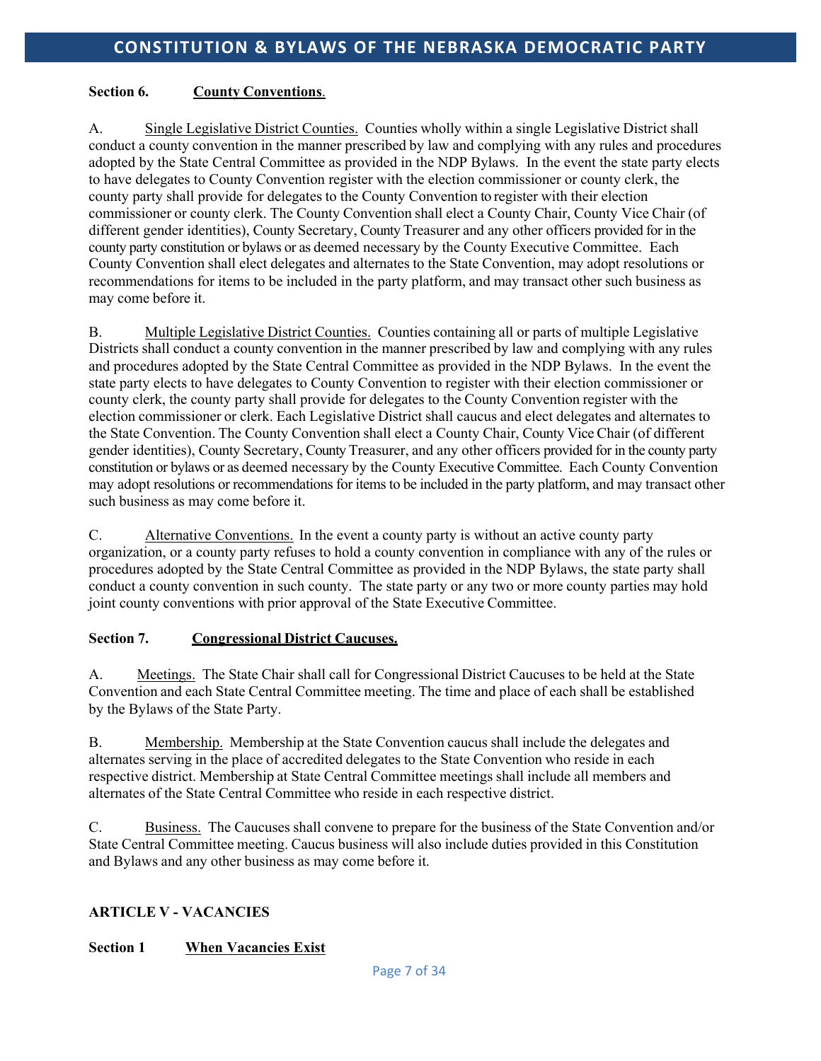**Section 6. County Conventions.**

A. Single Legislative District Counties. Counties wholly within a single Legislative District shall conduct a county convention in the manner prescribed by law and complying with any rules and procedures adopted by the State Central Committee as provided in the NDP Bylaws. In the event the state party elects to have delegates to County Convention register with the election commissioner or county clerk, the county party shall provide for delegates to the County Convention to register with their election commissioner or county clerk. The County Convention shall elect a County Chair, County Vice Chair (of different gender identities), County Secretary, County Treasurer and any other officers provided for in the county party constitution or bylaws or as deemed necessary by the County Executive Committee. Each County Convention shall elect delegates and alternates to the State Convention, may adopt resolutions or recommendations for items to be included in the party platform, and may transact other such business as may come before it.

B. Multiple Legislative District Counties. Counties containing all or parts of multiple Legislative Districts shall conduct a county convention in the manner prescribed by law and complying with any rules and procedures adopted by the State Central Committee as provided in the NDP Bylaws. In the event the state party elects to have delegates to County Convention to register with their election commissioner or county clerk, the county party shall provide for delegates to the County Convention register with the election commissioner or clerk. Each Legislative District shall caucus and elect delegates and alternates to the State Convention. The County Convention shall elect a County Chair, County Vice Chair (of different gender identities), County Secretary, County Treasurer, and any other officers provided for in the county party constitution or bylaws or as deemed necessary by the County Executive Committee. Each County Convention may adopt resolutions or recommendations for items to be included in the party platform, and may transact other such business as may come before it.

C. Alternative Conventions. In the event a county party is without an active county party organization, or a county party refuses to hold a county convention in compliance with any of the rules or procedures adopted by the State Central Committee as provided in the NDP Bylaws, the state party shall conduct a county convention in such county. The state party or any two or more county parties may hold joint county conventions with prior approval of the State Executive Committee.

**Section 7. Congressional District Caucuses.**

A. Meetings. The State Chair shall call for Congressional District Caucuses to be held at the State Convention and each State Central Committee meeting. The time and place of each shall be established by the Bylaws of the State Party.

B. Membership. Membership at the State Convention caucus shall include the delegates and alternates serving in the place of accredited delegates to the State Convention who reside in each respective district. Membership at State Central Committee meetings shall include all members and alternates of the State Central Committee who reside in each respective district.

C. Business. The Caucuses shall convene to prepare for the business of the State Convention and/or State Central Committee meeting. Caucus business will also include duties provided in this Constitution and Bylaws and any other business as may come before it.

## ARTICLE V - VACANCIES

**Section 1 When Vacancies Exist**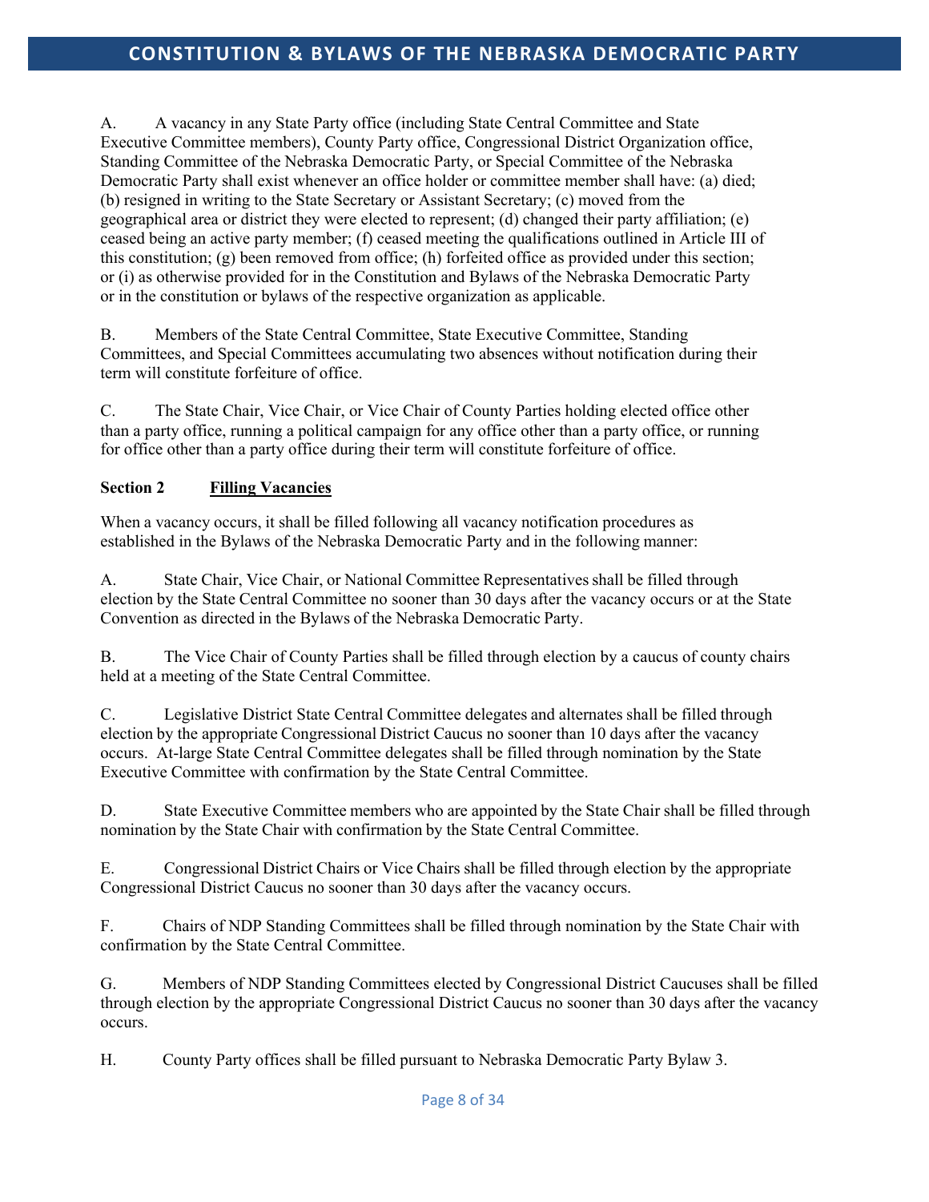A. A vacancy in any State Party office (including State Central Committee and State Executive Committee members), County Party office, Congressional District Organization office, Standing Committee of the Nebraska Democratic Party, or Special Committee of the Nebraska Democratic Party shall exist whenever an office holder or committee member shall have: (a) died; (b) resigned in writing to the State Secretary or Assistant Secretary; (c) moved from the geographical area or district they were elected to represent; (d) changed their party affiliation; (e) ceased being an active party member; (f) ceased meeting the qualifications outlined in Article III of this constitution; (g) been removed from office; (h) forfeited office as provided under this section; or (i) as otherwise provided for in the Constitution and Bylaws of the Nebraska Democratic Party or in the constitution or bylaws of the respective organization as applicable.

B. Members of the State Central Committee, State Executive Committee, Standing Committees, and Special Committees accumulating two absences without notification during their term will constitute forfeiture of office.

C. The State Chair, Vice Chair, or Vice Chair of County Parties holding elected office other than a party office, running a political campaign for any office other than a party office, or running for office other than a party office during their term will constitute forfeiture of office.

**Section 2 Filling Vacancies**

When a vacancy occurs, it shall be filled following all vacancy notification procedures as established in the Bylaws of the Nebraska Democratic Party and in the following manner:

A. State Chair, Vice Chair, or National Committee Representatives shall be filled through election by the State Central Committee no sooner than 30 days after the vacancy occurs or at the State Convention as directed in the Bylaws of the Nebraska Democratic Party.

B. The Vice Chair of County Parties shall be filled through election by a caucus of county chairs held at a meeting of the State Central Committee.

C. Legislative District State Central Committee delegates and alternates shall be filled through election by the appropriate Congressional District Caucus no sooner than 10 days after the vacancy occurs. At-large State Central Committee delegates shall be filled through nomination by the State Executive Committee with confirmation by the State Central Committee.

D. State Executive Committee members who are appointed by the State Chair shall be filled through nomination by the State Chair with confirmation by the State Central Committee.

E. Congressional District Chairs or Vice Chairs shall be filled through election by the appropriate Congressional District Caucus no sooner than 30 days after the vacancy occurs.

F. Chairs of NDP Standing Committees shall be filled through nomination by the State Chair with confirmation by the State Central Committee.

G. Members of NDP Standing Committees elected by Congressional District Caucuses shall be filled through election by the appropriate Congressional District Caucus no sooner than 30 days after the vacancy occurs.

H. County Party offices shall be filled pursuant to Nebraska Democratic Party Bylaw 3.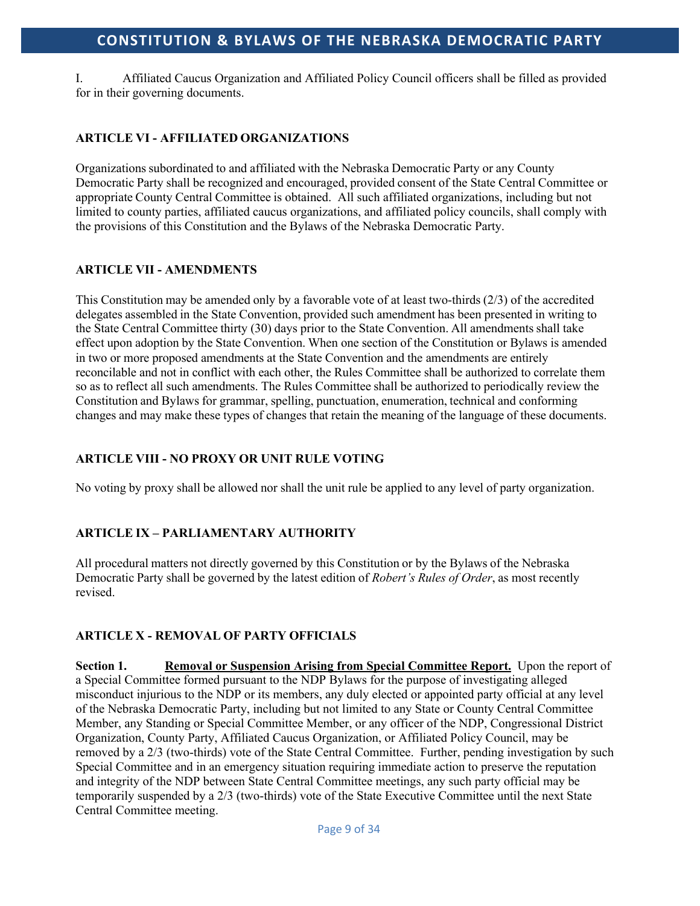I. Affiliated Caucus Organization and Affiliated Policy Council officers shall be filled as provided for in their governing documents.

## ARTICLE VI - AFFILIATED ORGANIZATIONS

Organizations subordinated to and affiliated with the Nebraska Democratic Party or any County Democratic Party shall be recognized and encouraged, provided consent of the State Central Committee or appropriate County Central Committee is obtained. All such affiliated organizations, including but not limited to county parties, affiliated caucus organizations, and affiliated policy councils, shall comply with the provisions of this Constitution and the Bylaws of the Nebraska Democratic Party.

## ARTICLE VII - AMENDMENTS

This Constitution may be amended only by a favorable vote of at least two-thirds (2/3) of the accredited delegates assembled in the State Convention, provided such amendment has been presented in writing to the State Central Committee thirty (30) days prior to the State Convention. All amendments shall take effect upon adoption by the State Convention. When one section of the Constitution or Bylaws is amended in two or more proposed amendments at the State Convention and the amendments are entirely reconcilable and not in conflict with each other, the Rules Committee shall be authorized to correlate them so as to reflect all such amendments. The Rules Committee shall be authorized to periodically review the Constitution and Bylaws for grammar, spelling, punctuation, enumeration, technical and conforming changes and may make these types of changes that retain the meaning of the language of these documents.

## ARTICLE VIII - NO PROXY OR UNIT RULE VOTING

No voting by proxy shall be allowed nor shall the unit rule be applied to any level of party organization.

## ARTICLE IX – PARLIAMENTARY AUTHORITY

All procedural matters not directly governed by this Constitution or by the Bylaws of the Nebraska Democratic Party shall be governed by the latest edition of *Robert's Rules of Order*, as most recently revised.

## ARTICLE X - REMOVAL OF PARTY OFFICIALS

**Section 1.** **Removal or Suspension Arising from Special Committee Report.** Upon the report of a Special Committee formed pursuant to the NDP Bylaws for the purpose of investigating alleged misconduct injurious to the NDP or its members, any duly elected or appointed party official at any level of the Nebraska Democratic Party, including but not limited to any State or County Central Committee Member, any Standing or Special Committee Member, or any officer of the NDP, Congressional District Organization, County Party, Affiliated Caucus Organization, or Affiliated Policy Council, may be removed by a 2/3 (two-thirds) vote of the State Central Committee. Further, pending investigation by such Special Committee and in an emergency situation requiring immediate action to preserve the reputation and integrity of the NDP between State Central Committee meetings, any such party official may be temporarily suspended by a 2/3 (two-thirds) vote of the State Executive Committee until the next State Central Committee meeting.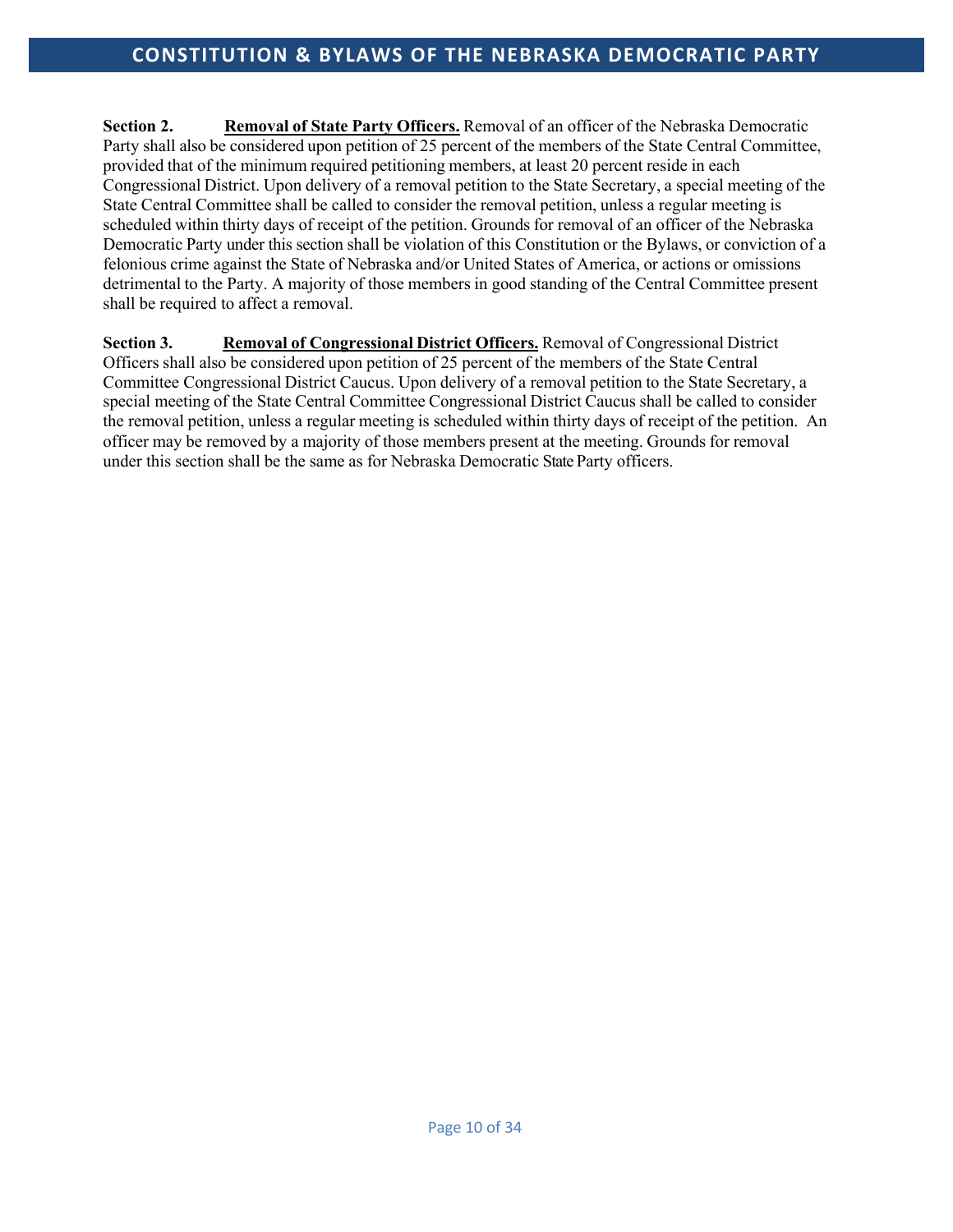**Section 2.** **Removal of State Party Officers.** Removal of an officer of the Nebraska Democratic Party shall also be considered upon petition of 25 percent of the members of the State Central Committee, provided that of the minimum required petitioning members, at least 20 percent reside in each Congressional District. Upon delivery of a removal petition to the State Secretary, a special meeting of the State Central Committee shall be called to consider the removal petition, unless a regular meeting is scheduled within thirty days of receipt of the petition. Grounds for removal of an officer of the Nebraska Democratic Party under this section shall be violation of this Constitution or the Bylaws, or conviction of a felonious crime against the State of Nebraska and/or United States of America, or actions or omissions detrimental to the Party. A majority of those members in good standing of the Central Committee present shall be required to affect a removal.

**Section 3.** **Removal of Congressional District Officers.** Removal of Congressional District Officers shall also be considered upon petition of 25 percent of the members of the State Central Committee Congressional District Caucus. Upon delivery of a removal petition to the State Secretary, a special meeting of the State Central Committee Congressional District Caucus shall be called to consider the removal petition, unless a regular meeting is scheduled within thirty days of receipt of the petition. An officer may be removed by a majority of those members present at the meeting. Grounds for removal under this section shall be the same as for Nebraska Democratic State Party officers.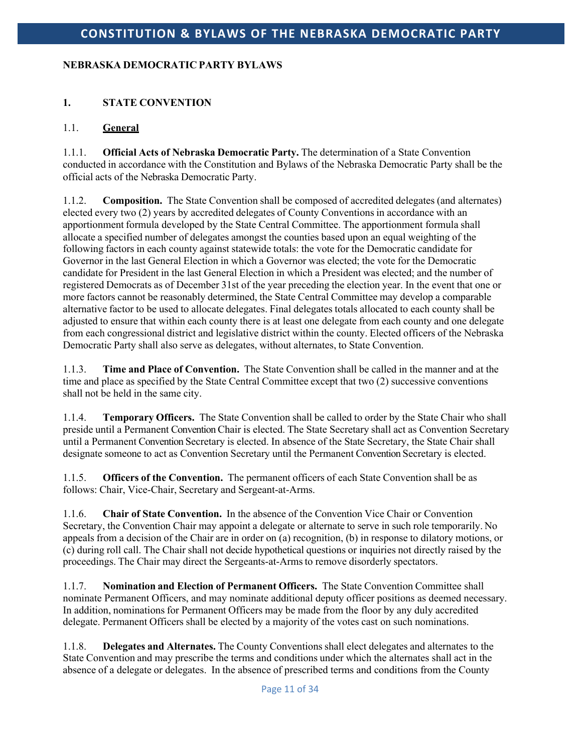## NEBRASKA DEMOCRATIC PARTY BYLAWS

### 1. STATE CONVENTION

#### 1.1. <u>General</u>

1.1.1. **Official Acts of Nebraska Democratic Party.** The determination of a State Convention conducted in accordance with the Constitution and Bylaws of the Nebraska Democratic Party shall be the official acts of the Nebraska Democratic Party.

1.1.2. **Composition.** The State Convention shall be composed of accredited delegates (and alternates) elected every two (2) years by accredited delegates of County Conventions in accordance with an apportionment formula developed by the State Central Committee. The apportionment formula shall allocate a specified number of delegates amongst the counties based upon an equal weighting of the following factors in each county against statewide totals: the vote for the Democratic candidate for Governor in the last General Election in which a Governor was elected; the vote for the Democratic candidate for President in the last General Election in which a President was elected; and the number of registered Democrats as of December 31st of the year preceding the election year. In the event that one or more factors cannot be reasonably determined, the State Central Committee may develop a comparable alternative factor to be used to allocate delegates. Final delegates totals allocated to each county shall be adjusted to ensure that within each county there is at least one delegate from each county and one delegate from each congressional district and legislative district within the county. Elected officers of the Nebraska Democratic Party shall also serve as delegates, without alternates, to State Convention.

1.1.3. **Time and Place of Convention.** The State Convention shall be called in the manner and at the time and place as specified by the State Central Committee except that two (2) successive conventions shall not be held in the same city.

1.1.4. **Temporary Officers.** The State Convention shall be called to order by the State Chair who shall preside until a Permanent Convention Chair is elected. The State Secretary shall act as Convention Secretary until a Permanent Convention Secretary is elected. In absence of the State Secretary, the State Chair shall designate someone to act as Convention Secretary until the Permanent Convention Secretary is elected.

1.1.5. **Officers of the Convention.** The permanent officers of each State Convention shall be as follows: Chair, Vice-Chair, Secretary and Sergeant-at-Arms.

1.1.6. **Chair of State Convention.** In the absence of the Convention Vice Chair or Convention Secretary, the Convention Chair may appoint a delegate or alternate to serve in such role temporarily. No appeals from a decision of the Chair are in order on (a) recognition, (b) in response to dilatory motions, or (c) during roll call. The Chair shall not decide hypothetical questions or inquiries not directly raised by the proceedings. The Chair may direct the Sergeants-at-Arms to remove disorderly spectators.

1.1.7. **Nomination and Election of Permanent Officers.** The State Convention Committee shall nominate Permanent Officers, and may nominate additional deputy officer positions as deemed necessary. In addition, nominations for Permanent Officers may be made from the floor by any duly accredited delegate. Permanent Officers shall be elected by a majority of the votes cast on such nominations.

1.1.8. **Delegates and Alternates.** The County Conventions shall elect delegates and alternates to the State Convention and may prescribe the terms and conditions under which the alternates shall act in the absence of a delegate or delegates. In the absence of prescribed terms and conditions from the County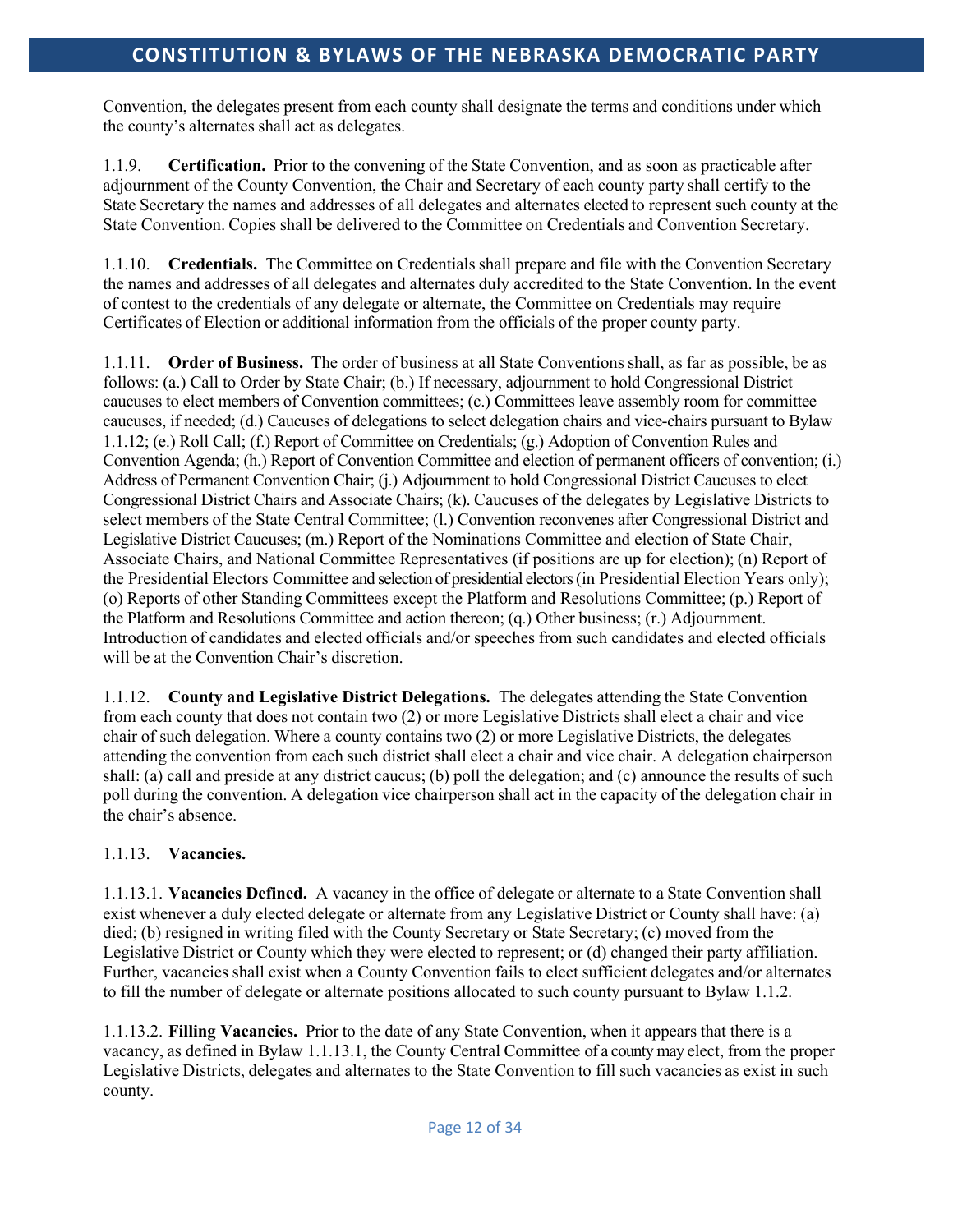Convention, the delegates present from each county shall designate the terms and conditions under which the county's alternates shall act as delegates.

1.1.9. **Certification.** Prior to the convening of the State Convention, and as soon as practicable after adjournment of the County Convention, the Chair and Secretary of each county party shall certify to the State Secretary the names and addresses of all delegates and alternates elected to represent such county at the State Convention. Copies shall be delivered to the Committee on Credentials and Convention Secretary.

1.1.10. **Credentials.** The Committee on Credentials shall prepare and file with the Convention Secretary the names and addresses of all delegates and alternates duly accredited to the State Convention. In the event of contest to the credentials of any delegate or alternate, the Committee on Credentials may require Certificates of Election or additional information from the officials of the proper county party.

1.1.11. **Order of Business.** The order of business at all State Conventions shall, as far as possible, be as follows: (a.) Call to Order by State Chair; (b.) If necessary, adjournment to hold Congressional District caucuses to elect members of Convention committees; (c.) Committees leave assembly room for committee caucuses, if needed; (d.) Caucuses of delegations to select delegation chairs and vice-chairs pursuant to Bylaw 1.1.12; (e.) Roll Call; (f.) Report of Committee on Credentials; (g.) Adoption of Convention Rules and Convention Agenda; (h.) Report of Convention Committee and election of permanent officers of convention; (i.) Address of Permanent Convention Chair; (j.) Adjournment to hold Congressional District Caucuses to elect Congressional District Chairs and Associate Chairs; (k). Caucuses of the delegates by Legislative Districts to select members of the State Central Committee; (l.) Convention reconvenes after Congressional District and Legislative District Caucuses; (m.) Report of the Nominations Committee and election of State Chair, Associate Chairs, and National Committee Representatives (if positions are up for election); (n) Report of the Presidential Electors Committee and selection of presidential electors (in Presidential Election Years only); (o) Reports of other Standing Committees except the Platform and Resolutions Committee; (p.) Report of the Platform and Resolutions Committee and action thereon; (q.) Other business; (r.) Adjournment. Introduction of candidates and elected officials and/or speeches from such candidates and elected officials will be at the Convention Chair's discretion.

1.1.12. **County and Legislative District Delegations.** The delegates attending the State Convention from each county that does not contain two (2) or more Legislative Districts shall elect a chair and vice chair of such delegation. Where a county contains two (2) or more Legislative Districts, the delegates attending the convention from each such district shall elect a chair and vice chair. A delegation chairperson shall: (a) call and preside at any district caucus; (b) poll the delegation; and (c) announce the results of such poll during the convention. A delegation vice chairperson shall act in the capacity of the delegation chair in the chair's absence.

1.1.13. **Vacancies.**

1.1.13.1. **Vacancies Defined.** A vacancy in the office of delegate or alternate to a State Convention shall exist whenever a duly elected delegate or alternate from any Legislative District or County shall have: (a) died; (b) resigned in writing filed with the County Secretary or State Secretary; (c) moved from the Legislative District or County which they were elected to represent; or (d) changed their party affiliation. Further, vacancies shall exist when a County Convention fails to elect sufficient delegates and/or alternates to fill the number of delegate or alternate positions allocated to such county pursuant to Bylaw 1.1.2.

1.1.13.2. **Filling Vacancies.** Prior to the date of any State Convention, when it appears that there is a vacancy, as defined in Bylaw 1.1.13.1, the County Central Committee of a county may elect, from the proper Legislative Districts, delegates and alternates to the State Convention to fill such vacancies as exist in such county.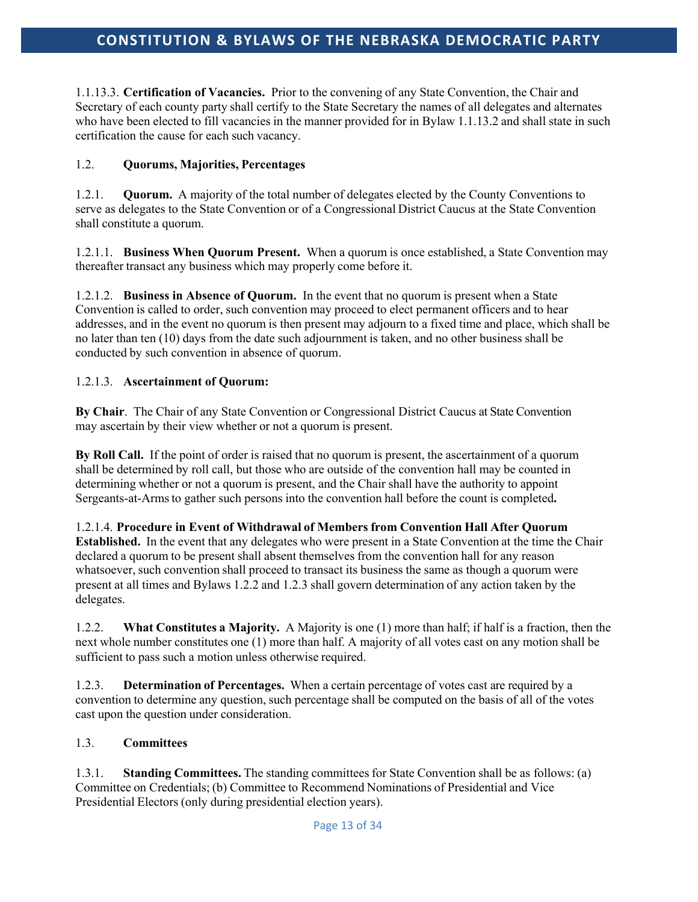1.1.13.3. **Certification of Vacancies.** Prior to the convening of any State Convention, the Chair and Secretary of each county party shall certify to the State Secretary the names of all delegates and alternates who have been elected to fill vacancies in the manner provided for in Bylaw 1.1.13.2 and shall state in such certification the cause for each such vacancy.

1.2. **Quorums, Majorities, Percentages**

1.2.1. **Quorum.** A majority of the total number of delegates elected by the County Conventions to serve as delegates to the State Convention or of a Congressional District Caucus at the State Convention shall constitute a quorum.

1.2.1.1. **Business When Quorum Present.** When a quorum is once established, a State Convention may thereafter transact any business which may properly come before it.

1.2.1.2. **Business in Absence of Quorum.** In the event that no quorum is present when a State Convention is called to order, such convention may proceed to elect permanent officers and to hear addresses, and in the event no quorum is then present may adjourn to a fixed time and place, which shall be no later than ten (10) days from the date such adjournment is taken, and no other business shall be conducted by such convention in absence of quorum.

1.2.1.3. **Ascertainment of Quorum:**

**By Chair**. The Chair of any State Convention or Congressional District Caucus at State Convention may ascertain by their view whether or not a quorum is present.

**By Roll Call.** If the point of order is raised that no quorum is present, the ascertainment of a quorum shall be determined by roll call, but those who are outside of the convention hall may be counted in determining whether or not a quorum is present, and the Chair shall have the authority to appoint Sergeants-at-Arms to gather such persons into the convention hall before the count is completed**.**

1.2.1.4. **Procedure in Event of Withdrawal of Members from Convention Hall After Quorum Established.** In the event that any delegates who were present in a State Convention at the time the Chair declared a quorum to be present shall absent themselves from the convention hall for any reason whatsoever, such convention shall proceed to transact its business the same as though a quorum were present at all times and Bylaws 1.2.2 and 1.2.3 shall govern determination of any action taken by the delegates.

1.2.2. **What Constitutes a Majority.** A Majority is one (1) more than half; if half is a fraction, then the next whole number constitutes one (1) more than half. A majority of all votes cast on any motion shall be sufficient to pass such a motion unless otherwise required.

1.2.3. **Determination of Percentages.** When a certain percentage of votes cast are required by a convention to determine any question, such percentage shall be computed on the basis of all of the votes cast upon the question under consideration.

1.3. **Committees**

1.3.1. **Standing Committees.** The standing committees for State Convention shall be as follows: (a) Committee on Credentials; (b) Committee to Recommend Nominations of Presidential and Vice Presidential Electors (only during presidential election years).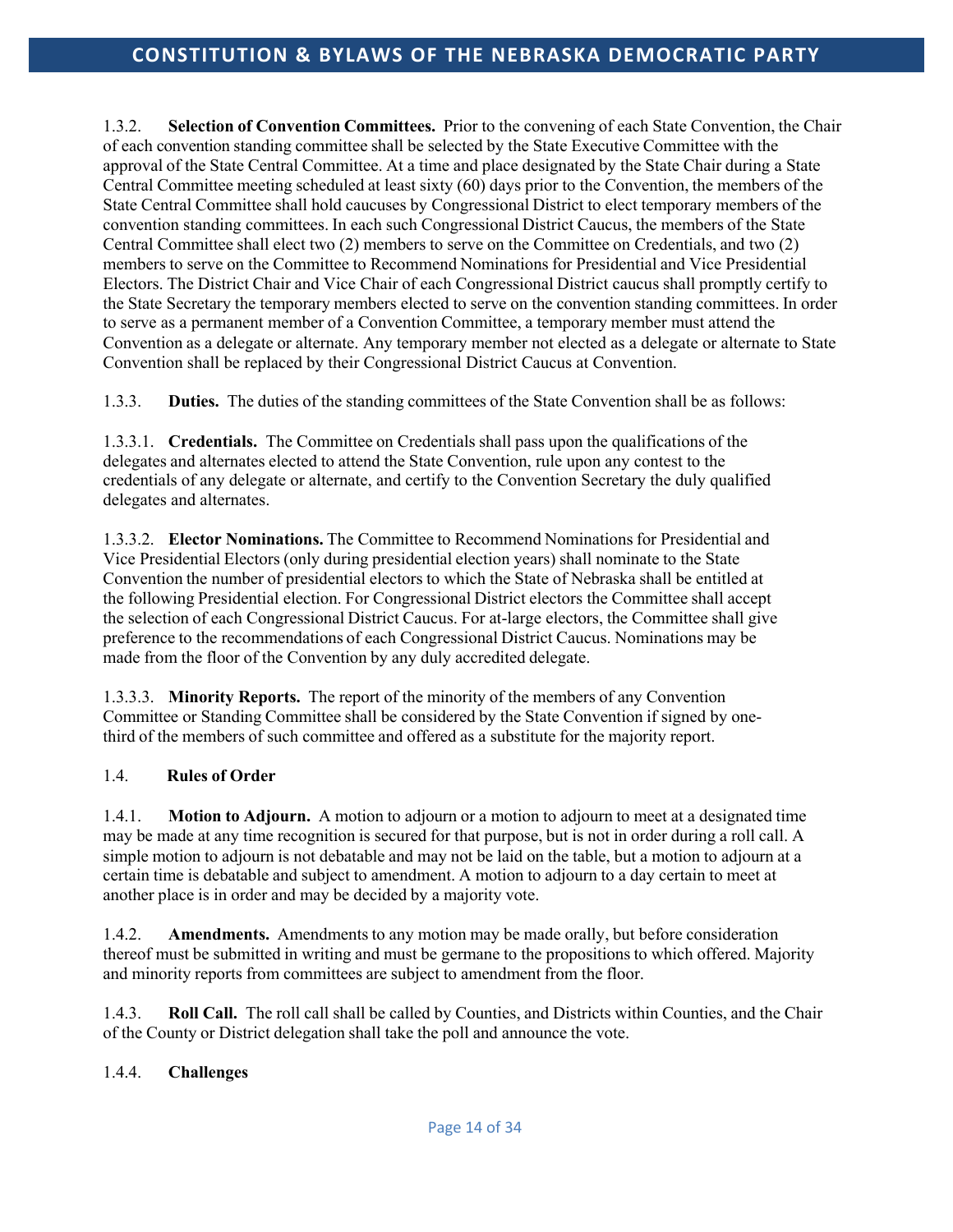1.3.2. **Selection of Convention Committees.** Prior to the convening of each State Convention, the Chair of each convention standing committee shall be selected by the State Executive Committee with the approval of the State Central Committee. At a time and place designated by the State Chair during a State Central Committee meeting scheduled at least sixty (60) days prior to the Convention, the members of the State Central Committee shall hold caucuses by Congressional District to elect temporary members of the convention standing committees. In each such Congressional District Caucus, the members of the State Central Committee shall elect two (2) members to serve on the Committee on Credentials, and two (2) members to serve on the Committee to Recommend Nominations for Presidential and Vice Presidential Electors. The District Chair and Vice Chair of each Congressional District caucus shall promptly certify to the State Secretary the temporary members elected to serve on the convention standing committees. In order to serve as a permanent member of a Convention Committee, a temporary member must attend the Convention as a delegate or alternate. Any temporary member not elected as a delegate or alternate to State Convention shall be replaced by their Congressional District Caucus at Convention.

1.3.3. **Duties.** The duties of the standing committees of the State Convention shall be as follows:

1.3.3.1. **Credentials.** The Committee on Credentials shall pass upon the qualifications of the delegates and alternates elected to attend the State Convention, rule upon any contest to the credentials of any delegate or alternate, and certify to the Convention Secretary the duly qualified delegates and alternates.

1.3.3.2. **Elector Nominations.** The Committee to Recommend Nominations for Presidential and Vice Presidential Electors (only during presidential election years) shall nominate to the State Convention the number of presidential electors to which the State of Nebraska shall be entitled at the following Presidential election. For Congressional District electors the Committee shall accept the selection of each Congressional District Caucus. For at-large electors, the Committee shall give preference to the recommendations of each Congressional District Caucus. Nominations may be made from the floor of the Convention by any duly accredited delegate.

1.3.3.3. **Minority Reports.** The report of the minority of the members of any Convention Committee or Standing Committee shall be considered by the State Convention if signed by one-third of the members of such committee and offered as a substitute for the majority report.

1.4. **Rules of Order**

1.4.1. **Motion to Adjourn.** A motion to adjourn or a motion to adjourn to meet at a designated time may be made at any time recognition is secured for that purpose, but is not in order during a roll call. A simple motion to adjourn is not debatable and may not be laid on the table, but a motion to adjourn at a certain time is debatable and subject to amendment. A motion to adjourn to a day certain to meet at another place is in order and may be decided by a majority vote.

1.4.2. **Amendments.** Amendments to any motion may be made orally, but before consideration thereof must be submitted in writing and must be germane to the propositions to which offered. Majority and minority reports from committees are subject to amendment from the floor.

1.4.3. **Roll Call.** The roll call shall be called by Counties, and Districts within Counties, and the Chair of the County or District delegation shall take the poll and announce the vote.

1.4.4. **Challenges**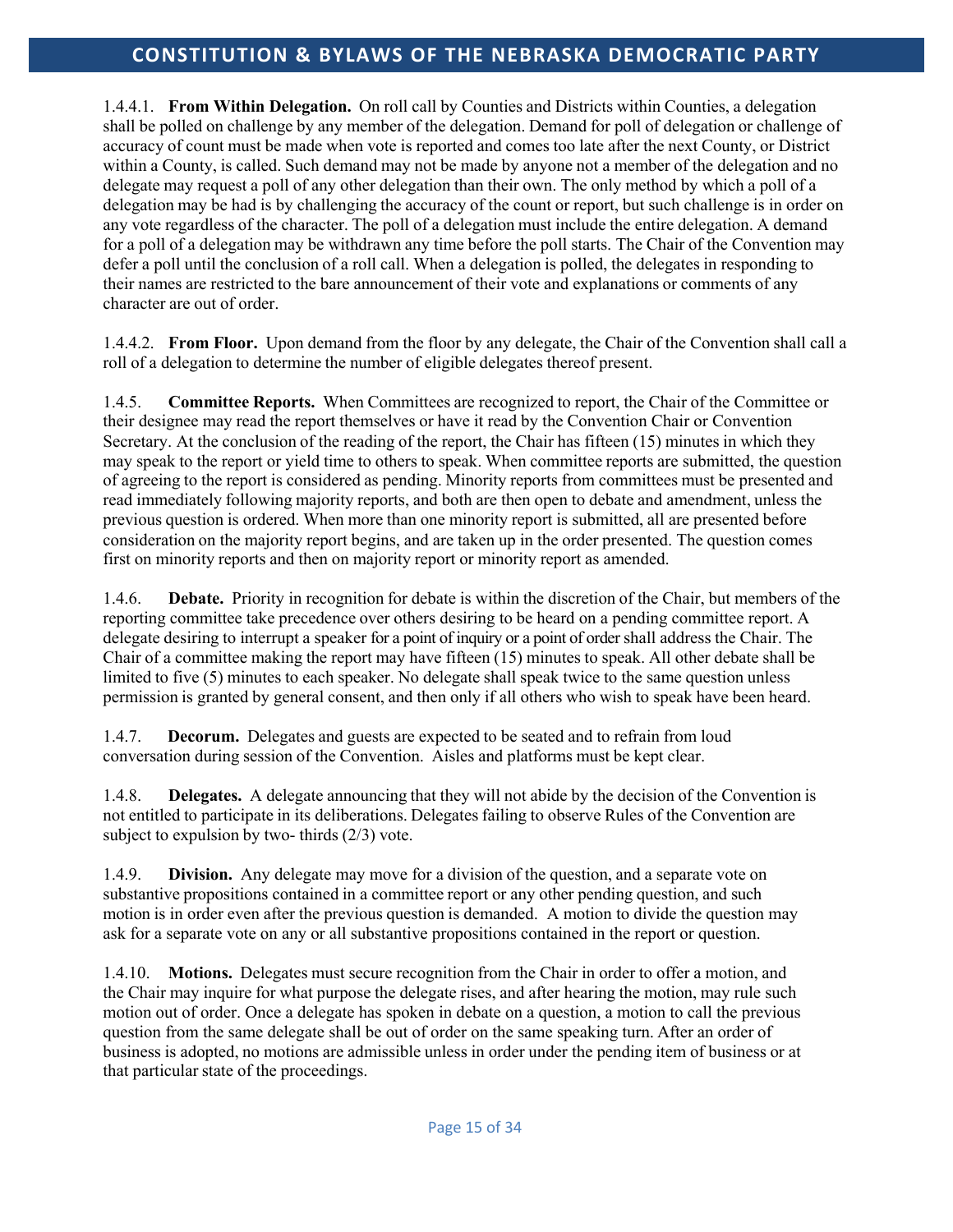1.4.4.1. **From Within Delegation.** On roll call by Counties and Districts within Counties, a delegation shall be polled on challenge by any member of the delegation. Demand for poll of delegation or challenge of accuracy of count must be made when vote is reported and comes too late after the next County, or District within a County, is called. Such demand may not be made by anyone not a member of the delegation and no delegate may request a poll of any other delegation than their own. The only method by which a poll of a delegation may be had is by challenging the accuracy of the count or report, but such challenge is in order on any vote regardless of the character. The poll of a delegation must include the entire delegation. A demand for a poll of a delegation may be withdrawn any time before the poll starts. The Chair of the Convention may defer a poll until the conclusion of a roll call. When a delegation is polled, the delegates in responding to their names are restricted to the bare announcement of their vote and explanations or comments of any character are out of order.

1.4.4.2. **From Floor.** Upon demand from the floor by any delegate, the Chair of the Convention shall call a roll of a delegation to determine the number of eligible delegates thereof present.

1.4.5. **Committee Reports.** When Committees are recognized to report, the Chair of the Committee or their designee may read the report themselves or have it read by the Convention Chair or Convention Secretary. At the conclusion of the reading of the report, the Chair has fifteen (15) minutes in which they may speak to the report or yield time to others to speak. When committee reports are submitted, the question of agreeing to the report is considered as pending. Minority reports from committees must be presented and read immediately following majority reports, and both are then open to debate and amendment, unless the previous question is ordered. When more than one minority report is submitted, all are presented before consideration on the majority report begins, and are taken up in the order presented. The question comes first on minority reports and then on majority report or minority report as amended.

1.4.6. **Debate.** Priority in recognition for debate is within the discretion of the Chair, but members of the reporting committee take precedence over others desiring to be heard on a pending committee report. A delegate desiring to interrupt a speaker for a point of inquiry or a point of order shall address the Chair. The Chair of a committee making the report may have fifteen (15) minutes to speak. All other debate shall be limited to five (5) minutes to each speaker. No delegate shall speak twice to the same question unless permission is granted by general consent, and then only if all others who wish to speak have been heard.

1.4.7. **Decorum.** Delegates and guests are expected to be seated and to refrain from loud conversation during session of the Convention. Aisles and platforms must be kept clear.

1.4.8. **Delegates.** A delegate announcing that they will not abide by the decision of the Convention is not entitled to participate in its deliberations. Delegates failing to observe Rules of the Convention are subject to expulsion by two- thirds (2/3) vote.

1.4.9. **Division.** Any delegate may move for a division of the question, and a separate vote on substantive propositions contained in a committee report or any other pending question, and such motion is in order even after the previous question is demanded. A motion to divide the question may ask for a separate vote on any or all substantive propositions contained in the report or question.

1.4.10. **Motions.** Delegates must secure recognition from the Chair in order to offer a motion, and the Chair may inquire for what purpose the delegate rises, and after hearing the motion, may rule such motion out of order. Once a delegate has spoken in debate on a question, a motion to call the previous question from the same delegate shall be out of order on the same speaking turn. After an order of business is adopted, no motions are admissible unless in order under the pending item of business or at that particular state of the proceedings.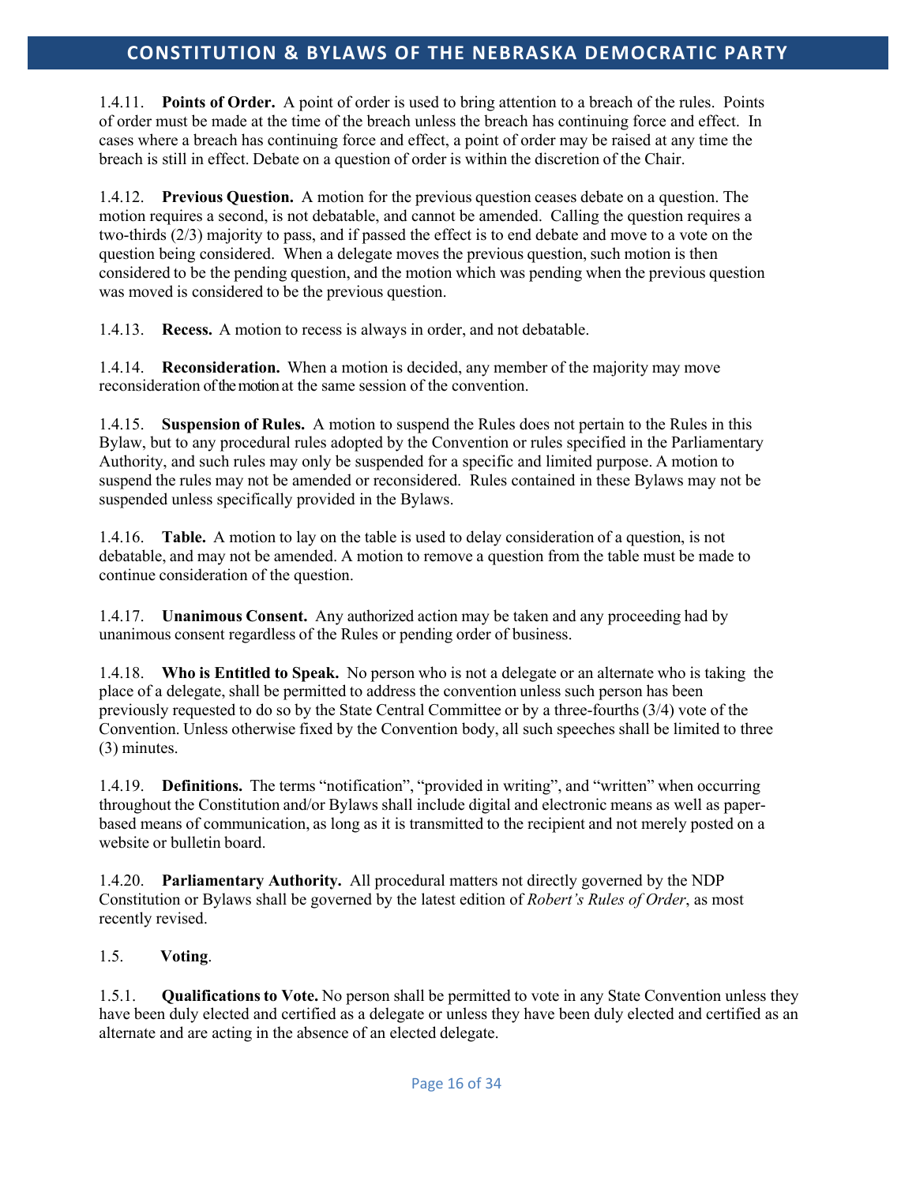1.4.11. **Points of Order.** A point of order is used to bring attention to a breach of the rules. Points of order must be made at the time of the breach unless the breach has continuing force and effect. In cases where a breach has continuing force and effect, a point of order may be raised at any time the breach is still in effect. Debate on a question of order is within the discretion of the Chair.

1.4.12. **Previous Question.** A motion for the previous question ceases debate on a question. The motion requires a second, is not debatable, and cannot be amended. Calling the question requires a two-thirds (2/3) majority to pass, and if passed the effect is to end debate and move to a vote on the question being considered. When a delegate moves the previous question, such motion is then considered to be the pending question, and the motion which was pending when the previous question was moved is considered to be the previous question.

1.4.13. **Recess.** A motion to recess is always in order, and not debatable.

1.4.14. **Reconsideration.** When a motion is decided, any member of the majority may move reconsideration of the motion at the same session of the convention.

1.4.15. **Suspension of Rules.** A motion to suspend the Rules does not pertain to the Rules in this Bylaw, but to any procedural rules adopted by the Convention or rules specified in the Parliamentary Authority, and such rules may only be suspended for a specific and limited purpose. A motion to suspend the rules may not be amended or reconsidered. Rules contained in these Bylaws may not be suspended unless specifically provided in the Bylaws.

1.4.16. **Table.** A motion to lay on the table is used to delay consideration of a question, is not debatable, and may not be amended. A motion to remove a question from the table must be made to continue consideration of the question.

1.4.17. **Unanimous Consent.** Any authorized action may be taken and any proceeding had by unanimous consent regardless of the Rules or pending order of business.

1.4.18. **Who is Entitled to Speak.** No person who is not a delegate or an alternate who is taking the place of a delegate, shall be permitted to address the convention unless such person has been previously requested to do so by the State Central Committee or by a three-fourths (3/4) vote of the Convention. Unless otherwise fixed by the Convention body, all such speeches shall be limited to three (3) minutes.

1.4.19. **Definitions.** The terms "notification", "provided in writing", and "written" when occurring throughout the Constitution and/or Bylaws shall include digital and electronic means as well as paper-based means of communication, as long as it is transmitted to the recipient and not merely posted on a website or bulletin board.

1.4.20. **Parliamentary Authority.** All procedural matters not directly governed by the NDP Constitution or Bylaws shall be governed by the latest edition of *Robert's Rules of Order*, as most recently revised.

1.5. **Voting**.

1.5.1. **Qualifications to Vote.** No person shall be permitted to vote in any State Convention unless they have been duly elected and certified as a delegate or unless they have been duly elected and certified as an alternate and are acting in the absence of an elected delegate.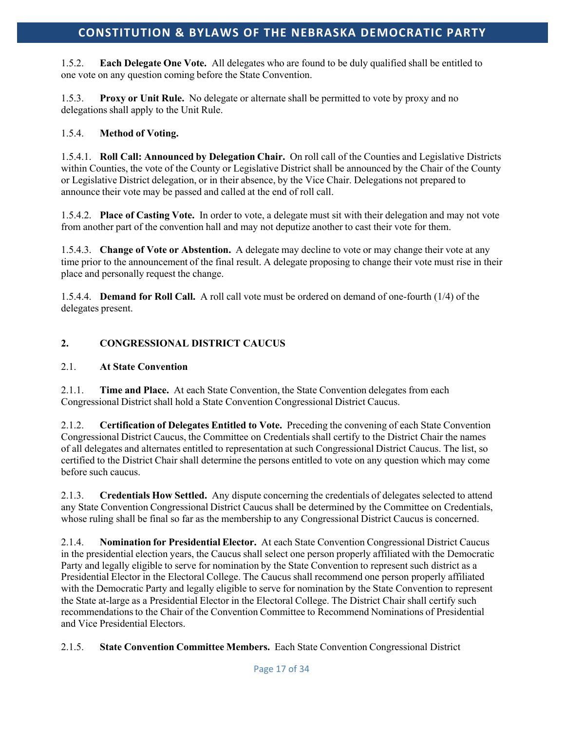1.5.2. **Each Delegate One Vote.** All delegates who are found to be duly qualified shall be entitled to one vote on any question coming before the State Convention.

1.5.3. **Proxy or Unit Rule.** No delegate or alternate shall be permitted to vote by proxy and no delegations shall apply to the Unit Rule.

1.5.4. **Method of Voting.**

1.5.4.1. **Roll Call: Announced by Delegation Chair.** On roll call of the Counties and Legislative Districts within Counties, the vote of the County or Legislative District shall be announced by the Chair of the County or Legislative District delegation, or in their absence, by the Vice Chair. Delegations not prepared to announce their vote may be passed and called at the end of roll call.

1.5.4.2. **Place of Casting Vote.** In order to vote, a delegate must sit with their delegation and may not vote from another part of the convention hall and may not deputize another to cast their vote for them.

1.5.4.3. **Change of Vote or Abstention.** A delegate may decline to vote or may change their vote at any time prior to the announcement of the final result. A delegate proposing to change their vote must rise in their place and personally request the change.

1.5.4.4. **Demand for Roll Call.** A roll call vote must be ordered on demand of one-fourth (1/4) of the delegates present.

## 2. CONGRESSIONAL DISTRICT CAUCUS

### 2.1. At State Convention

2.1.1. **Time and Place.** At each State Convention, the State Convention delegates from each Congressional District shall hold a State Convention Congressional District Caucus.

2.1.2. **Certification of Delegates Entitled to Vote.** Preceding the convening of each State Convention Congressional District Caucus, the Committee on Credentials shall certify to the District Chair the names of all delegates and alternates entitled to representation at such Congressional District Caucus. The list, so certified to the District Chair shall determine the persons entitled to vote on any question which may come before such caucus.

2.1.3. **Credentials How Settled.** Any dispute concerning the credentials of delegates selected to attend any State Convention Congressional District Caucus shall be determined by the Committee on Credentials, whose ruling shall be final so far as the membership to any Congressional District Caucus is concerned.

2.1.4. **Nomination for Presidential Elector.** At each State Convention Congressional District Caucus in the presidential election years, the Caucus shall select one person properly affiliated with the Democratic Party and legally eligible to serve for nomination by the State Convention to represent such district as a Presidential Elector in the Electoral College. The Caucus shall recommend one person properly affiliated with the Democratic Party and legally eligible to serve for nomination by the State Convention to represent the State at-large as a Presidential Elector in the Electoral College. The District Chair shall certify such recommendations to the Chair of the Convention Committee to Recommend Nominations of Presidential and Vice Presidential Electors.

2.1.5. **State Convention Committee Members.** Each State Convention Congressional District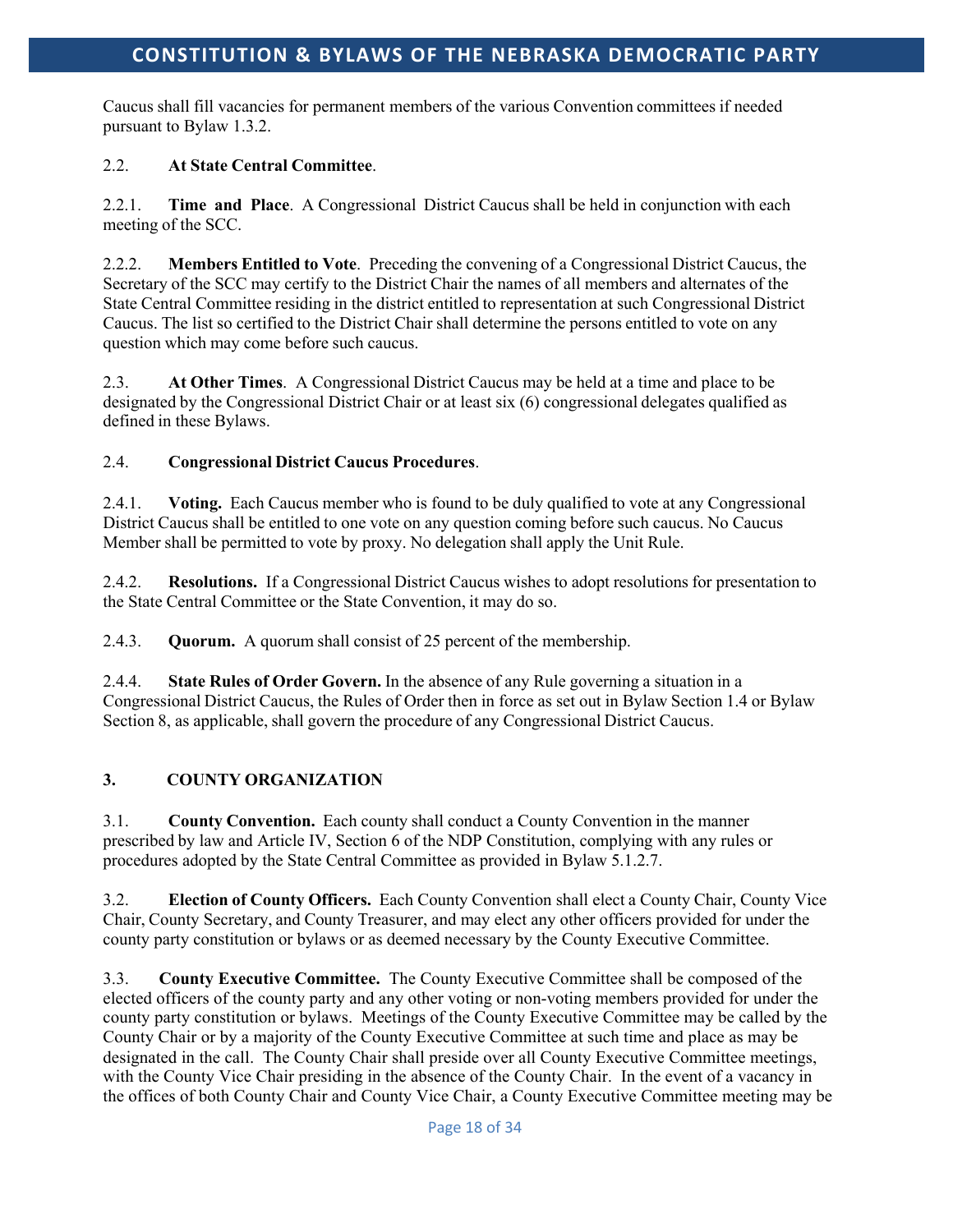Caucus shall fill vacancies for permanent members of the various Convention committees if needed pursuant to Bylaw 1.3.2.

2.2. **At State Central Committee**.

2.2.1. **Time and Place**. A Congressional District Caucus shall be held in conjunction with each meeting of the SCC.

2.2.2. **Members Entitled to Vote**. Preceding the convening of a Congressional District Caucus, the Secretary of the SCC may certify to the District Chair the names of all members and alternates of the State Central Committee residing in the district entitled to representation at such Congressional District Caucus. The list so certified to the District Chair shall determine the persons entitled to vote on any question which may come before such caucus.

2.3. **At Other Times**. A Congressional District Caucus may be held at a time and place to be designated by the Congressional District Chair or at least six (6) congressional delegates qualified as defined in these Bylaws.

2.4. **Congressional District Caucus Procedures**.

2.4.1. **Voting.** Each Caucus member who is found to be duly qualified to vote at any Congressional District Caucus shall be entitled to one vote on any question coming before such caucus. No Caucus Member shall be permitted to vote by proxy. No delegation shall apply the Unit Rule.

2.4.2. **Resolutions.** If a Congressional District Caucus wishes to adopt resolutions for presentation to the State Central Committee or the State Convention, it may do so.

2.4.3. **Quorum.** A quorum shall consist of 25 percent of the membership.

2.4.4. **State Rules of Order Govern.** In the absence of any Rule governing a situation in a Congressional District Caucus, the Rules of Order then in force as set out in Bylaw Section 1.4 or Bylaw Section 8, as applicable, shall govern the procedure of any Congressional District Caucus.

## 3. COUNTY ORGANIZATION

3.1. **County Convention.** Each county shall conduct a County Convention in the manner prescribed by law and Article IV, Section 6 of the NDP Constitution, complying with any rules or procedures adopted by the State Central Committee as provided in Bylaw 5.1.2.7.

3.2. **Election of County Officers.** Each County Convention shall elect a County Chair, County Vice Chair, County Secretary, and County Treasurer, and may elect any other officers provided for under the county party constitution or bylaws or as deemed necessary by the County Executive Committee.

3.3. **County Executive Committee.** The County Executive Committee shall be composed of the elected officers of the county party and any other voting or non-voting members provided for under the county party constitution or bylaws. Meetings of the County Executive Committee may be called by the County Chair or by a majority of the County Executive Committee at such time and place as may be designated in the call. The County Chair shall preside over all County Executive Committee meetings, with the County Vice Chair presiding in the absence of the County Chair. In the event of a vacancy in the offices of both County Chair and County Vice Chair, a County Executive Committee meeting may be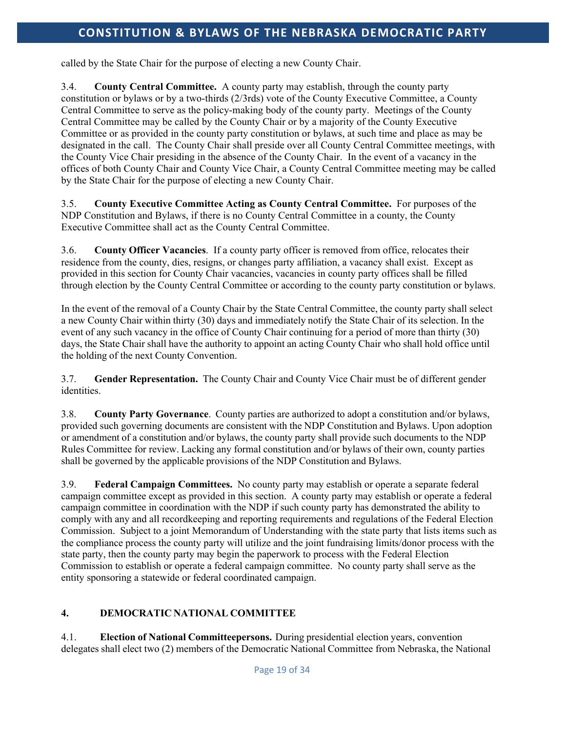called by the State Chair for the purpose of electing a new County Chair.

3.4. **County Central Committee.** A county party may establish, through the county party constitution or bylaws or by a two-thirds (2/3rds) vote of the County Executive Committee, a County Central Committee to serve as the policy-making body of the county party. Meetings of the County Central Committee may be called by the County Chair or by a majority of the County Executive Committee or as provided in the county party constitution or bylaws, at such time and place as may be designated in the call. The County Chair shall preside over all County Central Committee meetings, with the County Vice Chair presiding in the absence of the County Chair. In the event of a vacancy in the offices of both County Chair and County Vice Chair, a County Central Committee meeting may be called by the State Chair for the purpose of electing a new County Chair.

3.5. **County Executive Committee Acting as County Central Committee.** For purposes of the NDP Constitution and Bylaws, if there is no County Central Committee in a county, the County Executive Committee shall act as the County Central Committee.

3.6. **County Officer Vacancies**. If a county party officer is removed from office, relocates their residence from the county, dies, resigns, or changes party affiliation, a vacancy shall exist. Except as provided in this section for County Chair vacancies, vacancies in county party offices shall be filled through election by the County Central Committee or according to the county party constitution or bylaws.

In the event of the removal of a County Chair by the State Central Committee, the county party shall select a new County Chair within thirty (30) days and immediately notify the State Chair of its selection. In the event of any such vacancy in the office of County Chair continuing for a period of more than thirty (30) days, the State Chair shall have the authority to appoint an acting County Chair who shall hold office until the holding of the next County Convention.

3.7. **Gender Representation.** The County Chair and County Vice Chair must be of different gender identities.

3.8. **County Party Governance**. County parties are authorized to adopt a constitution and/or bylaws, provided such governing documents are consistent with the NDP Constitution and Bylaws. Upon adoption or amendment of a constitution and/or bylaws, the county party shall provide such documents to the NDP Rules Committee for review. Lacking any formal constitution and/or bylaws of their own, county parties shall be governed by the applicable provisions of the NDP Constitution and Bylaws.

3.9. **Federal Campaign Committees.** No county party may establish or operate a separate federal campaign committee except as provided in this section. A county party may establish or operate a federal campaign committee in coordination with the NDP if such county party has demonstrated the ability to comply with any and all recordkeeping and reporting requirements and regulations of the Federal Election Commission. Subject to a joint Memorandum of Understanding with the state party that lists items such as the compliance process the county party will utilize and the joint fundraising limits/donor process with the state party, then the county party may begin the paperwork to process with the Federal Election Commission to establish or operate a federal campaign committee. No county party shall serve as the entity sponsoring a statewide or federal coordinated campaign.

## 4. DEMOCRATIC NATIONAL COMMITTEE

4.1. **Election of National Committeepersons.** During presidential election years, convention delegates shall elect two (2) members of the Democratic National Committee from Nebraska, the National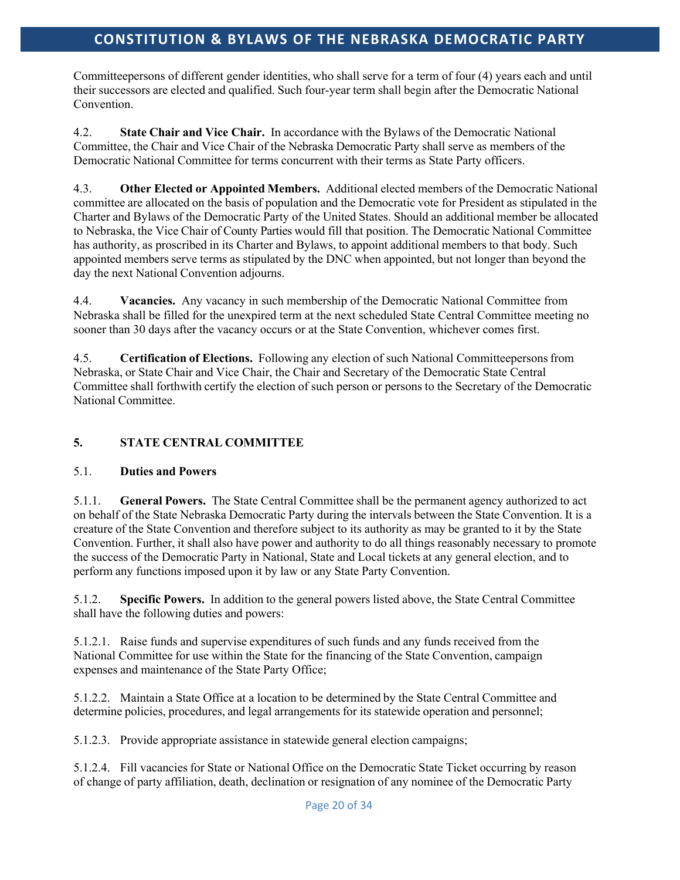Committeepersons of different gender identities, who shall serve for a term of four (4) years each and until their successors are elected and qualified. Such four-year term shall begin after the Democratic National Convention.

4.2. **State Chair and Vice Chair.** In accordance with the Bylaws of the Democratic National Committee, the Chair and Vice Chair of the Nebraska Democratic Party shall serve as members of the Democratic National Committee for terms concurrent with their terms as State Party officers.

4.3. **Other Elected or Appointed Members.** Additional elected members of the Democratic National committee are allocated on the basis of population and the Democratic vote for President as stipulated in the Charter and Bylaws of the Democratic Party of the United States. Should an additional member be allocated to Nebraska, the Vice Chair of County Parties would fill that position. The Democratic National Committee has authority, as proscribed in its Charter and Bylaws, to appoint additional members to that body. Such appointed members serve terms as stipulated by the DNC when appointed, but not longer than beyond the day the next National Convention adjourns.

4.4. **Vacancies.** Any vacancy in such membership of the Democratic National Committee from Nebraska shall be filled for the unexpired term at the next scheduled State Central Committee meeting no sooner than 30 days after the vacancy occurs or at the State Convention, whichever comes first.

4.5. **Certification of Elections.** Following any election of such National Committeepersons from Nebraska, or State Chair and Vice Chair, the Chair and Secretary of the Democratic State Central Committee shall forthwith certify the election of such person or persons to the Secretary of the Democratic National Committee.

## 5. STATE CENTRAL COMMITTEE

### 5.1. Duties and Powers

5.1.1. **General Powers.** The State Central Committee shall be the permanent agency authorized to act on behalf of the State Nebraska Democratic Party during the intervals between the State Convention. It is a creature of the State Convention and therefore subject to its authority as may be granted to it by the State Convention. Further, it shall also have power and authority to do all things reasonably necessary to promote the success of the Democratic Party in National, State and Local tickets at any general election, and to perform any functions imposed upon it by law or any State Party Convention.

5.1.2. **Specific Powers.** In addition to the general powers listed above, the State Central Committee shall have the following duties and powers:

5.1.2.1. Raise funds and supervise expenditures of such funds and any funds received from the National Committee for use within the State for the financing of the State Convention, campaign expenses and maintenance of the State Party Office;

5.1.2.2. Maintain a State Office at a location to be determined by the State Central Committee and determine policies, procedures, and legal arrangements for its statewide operation and personnel;

5.1.2.3. Provide appropriate assistance in statewide general election campaigns;

5.1.2.4. Fill vacancies for State or National Office on the Democratic State Ticket occurring by reason of change of party affiliation, death, declination or resignation of any nominee of the Democratic Party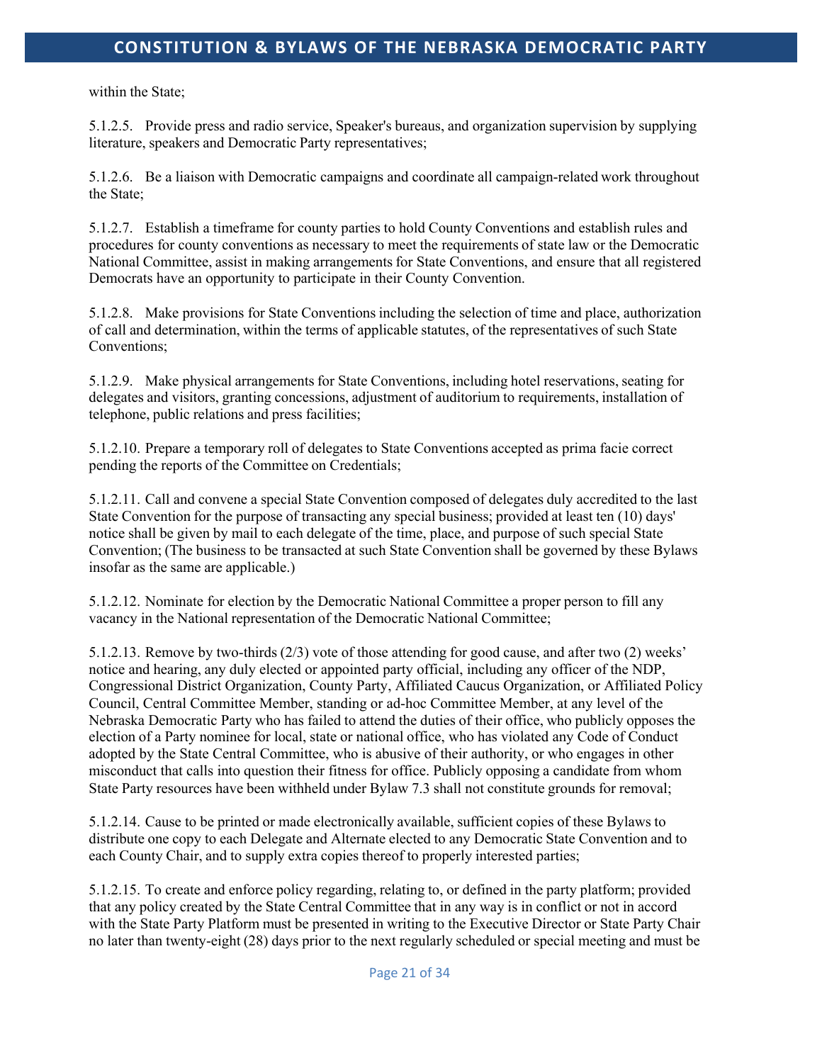within the State;

5.1.2.5. Provide press and radio service, Speaker's bureaus, and organization supervision by supplying literature, speakers and Democratic Party representatives;

5.1.2.6. Be a liaison with Democratic campaigns and coordinate all campaign-related work throughout the State;

5.1.2.7. Establish a timeframe for county parties to hold County Conventions and establish rules and procedures for county conventions as necessary to meet the requirements of state law or the Democratic National Committee, assist in making arrangements for State Conventions, and ensure that all registered Democrats have an opportunity to participate in their County Convention.

5.1.2.8. Make provisions for State Conventions including the selection of time and place, authorization of call and determination, within the terms of applicable statutes, of the representatives of such State Conventions;

5.1.2.9. Make physical arrangements for State Conventions, including hotel reservations, seating for delegates and visitors, granting concessions, adjustment of auditorium to requirements, installation of telephone, public relations and press facilities;

5.1.2.10. Prepare a temporary roll of delegates to State Conventions accepted as prima facie correct pending the reports of the Committee on Credentials;

5.1.2.11. Call and convene a special State Convention composed of delegates duly accredited to the last State Convention for the purpose of transacting any special business; provided at least ten (10) days' notice shall be given by mail to each delegate of the time, place, and purpose of such special State Convention; (The business to be transacted at such State Convention shall be governed by these Bylaws insofar as the same are applicable.)

5.1.2.12. Nominate for election by the Democratic National Committee a proper person to fill any vacancy in the National representation of the Democratic National Committee;

5.1.2.13. Remove by two-thirds (2/3) vote of those attending for good cause, and after two (2) weeks' notice and hearing, any duly elected or appointed party official, including any officer of the NDP, Congressional District Organization, County Party, Affiliated Caucus Organization, or Affiliated Policy Council, Central Committee Member, standing or ad-hoc Committee Member, at any level of the Nebraska Democratic Party who has failed to attend the duties of their office, who publicly opposes the election of a Party nominee for local, state or national office, who has violated any Code of Conduct adopted by the State Central Committee, who is abusive of their authority, or who engages in other misconduct that calls into question their fitness for office. Publicly opposing a candidate from whom State Party resources have been withheld under Bylaw 7.3 shall not constitute grounds for removal;

5.1.2.14. Cause to be printed or made electronically available, sufficient copies of these Bylaws to distribute one copy to each Delegate and Alternate elected to any Democratic State Convention and to each County Chair, and to supply extra copies thereof to properly interested parties;

5.1.2.15. To create and enforce policy regarding, relating to, or defined in the party platform; provided that any policy created by the State Central Committee that in any way is in conflict or not in accord with the State Party Platform must be presented in writing to the Executive Director or State Party Chair no later than twenty-eight (28) days prior to the next regularly scheduled or special meeting and must be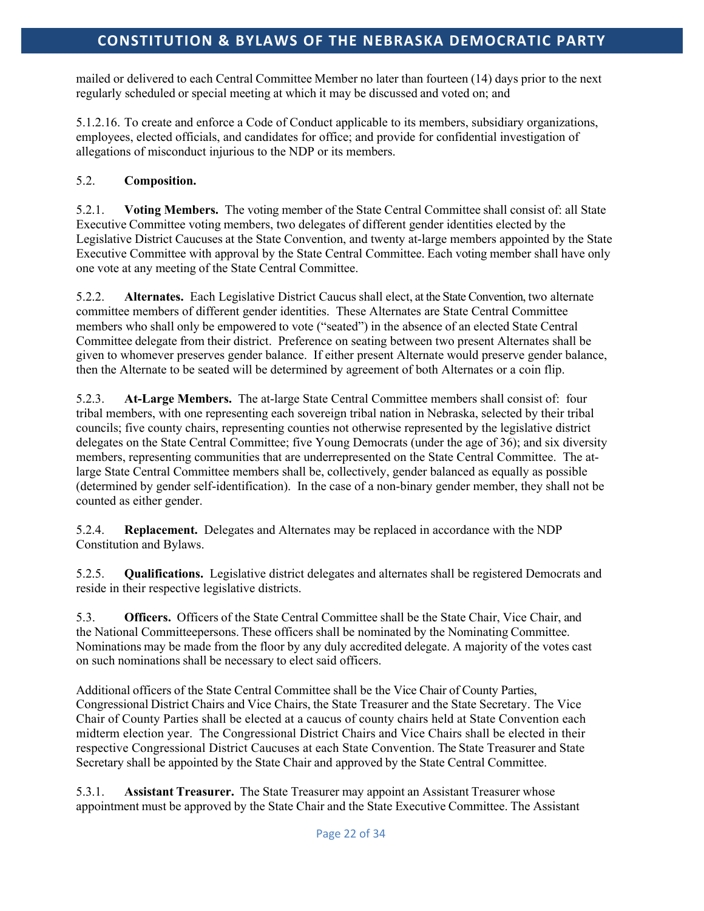mailed or delivered to each Central Committee Member no later than fourteen (14) days prior to the next regularly scheduled or special meeting at which it may be discussed and voted on; and

5.1.2.16. To create and enforce a Code of Conduct applicable to its members, subsidiary organizations, employees, elected officials, and candidates for office; and provide for confidential investigation of allegations of misconduct injurious to the NDP or its members.

5.2. **Composition.**

5.2.1. **Voting Members.** The voting member of the State Central Committee shall consist of: all State Executive Committee voting members, two delegates of different gender identities elected by the Legislative District Caucuses at the State Convention, and twenty at-large members appointed by the State Executive Committee with approval by the State Central Committee. Each voting member shall have only one vote at any meeting of the State Central Committee.

5.2.2. **Alternates.** Each Legislative District Caucus shall elect, at the State Convention, two alternate committee members of different gender identities. These Alternates are State Central Committee members who shall only be empowered to vote ("seated") in the absence of an elected State Central Committee delegate from their district. Preference on seating between two present Alternates shall be given to whomever preserves gender balance. If either present Alternate would preserve gender balance, then the Alternate to be seated will be determined by agreement of both Alternates or a coin flip.

5.2.3. **At-Large Members.** The at-large State Central Committee members shall consist of: four tribal members, with one representing each sovereign tribal nation in Nebraska, selected by their tribal councils; five county chairs, representing counties not otherwise represented by the legislative district delegates on the State Central Committee; five Young Democrats (under the age of 36); and six diversity members, representing communities that are underrepresented on the State Central Committee. The at-large State Central Committee members shall be, collectively, gender balanced as equally as possible (determined by gender self-identification). In the case of a non-binary gender member, they shall not be counted as either gender.

5.2.4. **Replacement.** Delegates and Alternates may be replaced in accordance with the NDP Constitution and Bylaws.

5.2.5. **Qualifications.** Legislative district delegates and alternates shall be registered Democrats and reside in their respective legislative districts.

5.3. **Officers.** Officers of the State Central Committee shall be the State Chair, Vice Chair, and the National Committeepersons. These officers shall be nominated by the Nominating Committee. Nominations may be made from the floor by any duly accredited delegate. A majority of the votes cast on such nominations shall be necessary to elect said officers.

Additional officers of the State Central Committee shall be the Vice Chair of County Parties, Congressional District Chairs and Vice Chairs, the State Treasurer and the State Secretary. The Vice Chair of County Parties shall be elected at a caucus of county chairs held at State Convention each midterm election year. The Congressional District Chairs and Vice Chairs shall be elected in their respective Congressional District Caucuses at each State Convention. The State Treasurer and State Secretary shall be appointed by the State Chair and approved by the State Central Committee.

5.3.1. **Assistant Treasurer.** The State Treasurer may appoint an Assistant Treasurer whose appointment must be approved by the State Chair and the State Executive Committee. The Assistant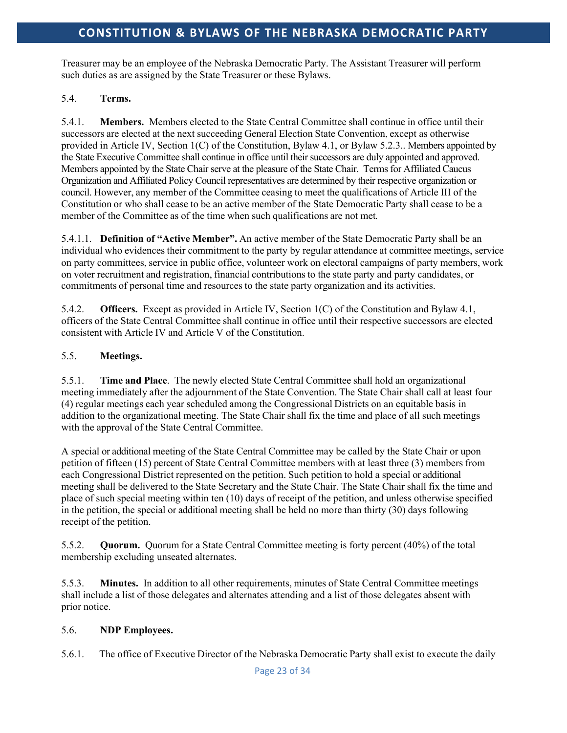Treasurer may be an employee of the Nebraska Democratic Party. The Assistant Treasurer will perform such duties as are assigned by the State Treasurer or these Bylaws.

5.4. **Terms.**

5.4.1. **Members.** Members elected to the State Central Committee shall continue in office until their successors are elected at the next succeeding General Election State Convention, except as otherwise provided in Article IV, Section 1(C) of the Constitution, Bylaw 4.1, or Bylaw 5.2.3.. Members appointed by the State Executive Committee shall continue in office until their successors are duly appointed and approved. Members appointed by the State Chair serve at the pleasure of the State Chair. Terms for Affiliated Caucus Organization and Affiliated Policy Council representatives are determined by their respective organization or council. However, any member of the Committee ceasing to meet the qualifications of Article III of the Constitution or who shall cease to be an active member of the State Democratic Party shall cease to be a member of the Committee as of the time when such qualifications are not met.

5.4.1.1. **Definition of "Active Member".** An active member of the State Democratic Party shall be an individual who evidences their commitment to the party by regular attendance at committee meetings, service on party committees, service in public office, volunteer work on electoral campaigns of party members, work on voter recruitment and registration, financial contributions to the state party and party candidates, or commitments of personal time and resources to the state party organization and its activities.

5.4.2. **Officers.** Except as provided in Article IV, Section 1(C) of the Constitution and Bylaw 4.1, officers of the State Central Committee shall continue in office until their respective successors are elected consistent with Article IV and Article V of the Constitution.

5.5. **Meetings.**

5.5.1. **Time and Place**. The newly elected State Central Committee shall hold an organizational meeting immediately after the adjournment of the State Convention. The State Chair shall call at least four (4) regular meetings each year scheduled among the Congressional Districts on an equitable basis in addition to the organizational meeting. The State Chair shall fix the time and place of all such meetings with the approval of the State Central Committee.

A special or additional meeting of the State Central Committee may be called by the State Chair or upon petition of fifteen (15) percent of State Central Committee members with at least three (3) members from each Congressional District represented on the petition. Such petition to hold a special or additional meeting shall be delivered to the State Secretary and the State Chair. The State Chair shall fix the time and place of such special meeting within ten (10) days of receipt of the petition, and unless otherwise specified in the petition, the special or additional meeting shall be held no more than thirty (30) days following receipt of the petition.

5.5.2. **Quorum.** Quorum for a State Central Committee meeting is forty percent (40%) of the total membership excluding unseated alternates.

5.5.3. **Minutes.** In addition to all other requirements, minutes of State Central Committee meetings shall include a list of those delegates and alternates attending and a list of those delegates absent with prior notice.

5.6. **NDP Employees.**

5.6.1. The office of Executive Director of the Nebraska Democratic Party shall exist to execute the daily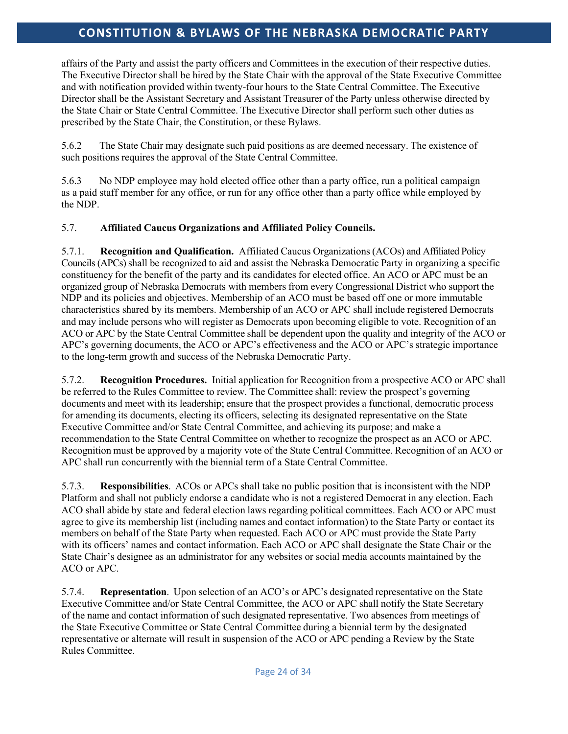affairs of the Party and assist the party officers and Committees in the execution of their respective duties. The Executive Director shall be hired by the State Chair with the approval of the State Executive Committee and with notification provided within twenty-four hours to the State Central Committee. The Executive Director shall be the Assistant Secretary and Assistant Treasurer of the Party unless otherwise directed by the State Chair or State Central Committee. The Executive Director shall perform such other duties as prescribed by the State Chair, the Constitution, or these Bylaws.

5.6.2 The State Chair may designate such paid positions as are deemed necessary. The existence of such positions requires the approval of the State Central Committee.

5.6.3 No NDP employee may hold elected office other than a party office, run a political campaign as a paid staff member for any office, or run for any office other than a party office while employed by the NDP.

5.7. **Affiliated Caucus Organizations and Affiliated Policy Councils.**

5.7.1. **Recognition and Qualification.** Affiliated Caucus Organizations (ACOs) and Affiliated Policy Councils (APCs) shall be recognized to aid and assist the Nebraska Democratic Party in organizing a specific constituency for the benefit of the party and its candidates for elected office. An ACO or APC must be an organized group of Nebraska Democrats with members from every Congressional District who support the NDP and its policies and objectives. Membership of an ACO must be based off one or more immutable characteristics shared by its members. Membership of an ACO or APC shall include registered Democrats and may include persons who will register as Democrats upon becoming eligible to vote. Recognition of an ACO or APC by the State Central Committee shall be dependent upon the quality and integrity of the ACO or APC's governing documents, the ACO or APC's effectiveness and the ACO or APC's strategic importance to the long-term growth and success of the Nebraska Democratic Party.

5.7.2. **Recognition Procedures.** Initial application for Recognition from a prospective ACO or APC shall be referred to the Rules Committee to review. The Committee shall: review the prospect's governing documents and meet with its leadership; ensure that the prospect provides a functional, democratic process for amending its documents, electing its officers, selecting its designated representative on the State Executive Committee and/or State Central Committee, and achieving its purpose; and make a recommendation to the State Central Committee on whether to recognize the prospect as an ACO or APC. Recognition must be approved by a majority vote of the State Central Committee. Recognition of an ACO or APC shall run concurrently with the biennial term of a State Central Committee.

5.7.3. **Responsibilities**. ACOs or APCs shall take no public position that is inconsistent with the NDP Platform and shall not publicly endorse a candidate who is not a registered Democrat in any election. Each ACO shall abide by state and federal election laws regarding political committees. Each ACO or APC must agree to give its membership list (including names and contact information) to the State Party or contact its members on behalf of the State Party when requested. Each ACO or APC must provide the State Party with its officers' names and contact information. Each ACO or APC shall designate the State Chair or the State Chair's designee as an administrator for any websites or social media accounts maintained by the ACO or APC.

5.7.4. **Representation**. Upon selection of an ACO's or APC's designated representative on the State Executive Committee and/or State Central Committee, the ACO or APC shall notify the State Secretary of the name and contact information of such designated representative. Two absences from meetings of the State Executive Committee or State Central Committee during a biennial term by the designated representative or alternate will result in suspension of the ACO or APC pending a Review by the State Rules Committee.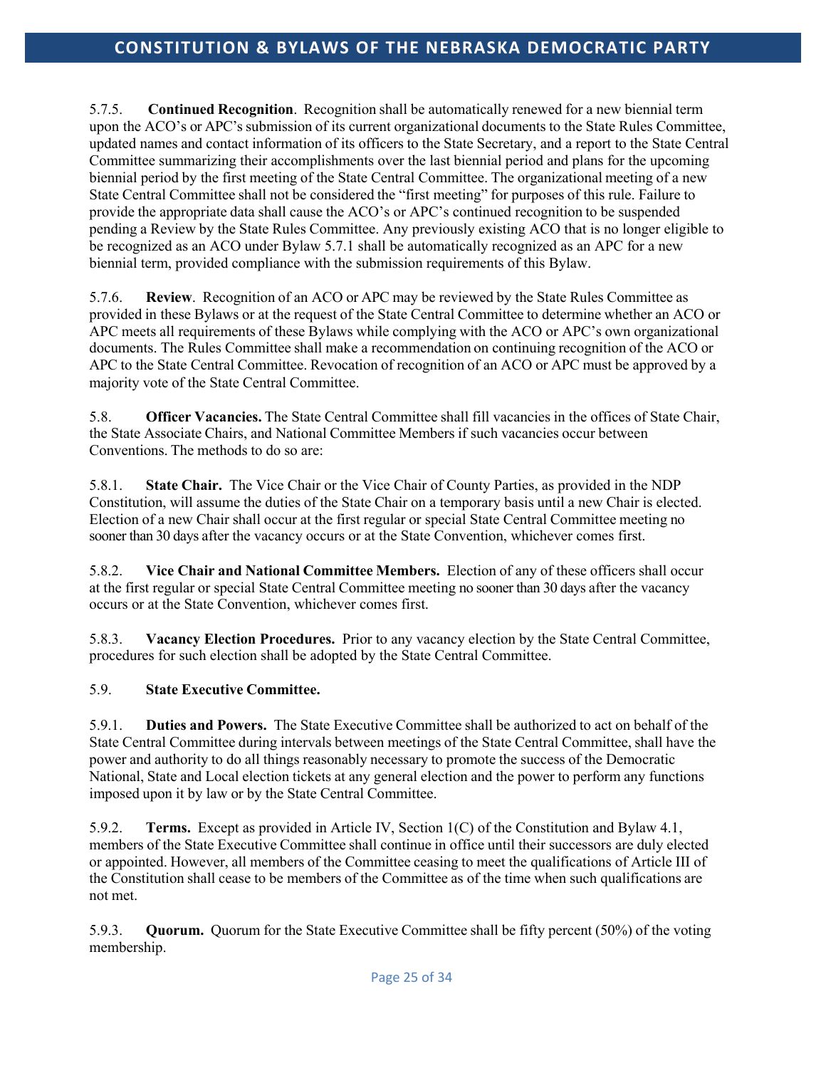5.7.5. **Continued Recognition**. Recognition shall be automatically renewed for a new biennial term upon the ACO's or APC's submission of its current organizational documents to the State Rules Committee, updated names and contact information of its officers to the State Secretary, and a report to the State Central Committee summarizing their accomplishments over the last biennial period and plans for the upcoming biennial period by the first meeting of the State Central Committee. The organizational meeting of a new State Central Committee shall not be considered the "first meeting" for purposes of this rule. Failure to provide the appropriate data shall cause the ACO's or APC's continued recognition to be suspended pending a Review by the State Rules Committee. Any previously existing ACO that is no longer eligible to be recognized as an ACO under Bylaw 5.7.1 shall be automatically recognized as an APC for a new biennial term, provided compliance with the submission requirements of this Bylaw.

5.7.6. **Review**. Recognition of an ACO or APC may be reviewed by the State Rules Committee as provided in these Bylaws or at the request of the State Central Committee to determine whether an ACO or APC meets all requirements of these Bylaws while complying with the ACO or APC's own organizational documents. The Rules Committee shall make a recommendation on continuing recognition of the ACO or APC to the State Central Committee. Revocation of recognition of an ACO or APC must be approved by a majority vote of the State Central Committee.

5.8. **Officer Vacancies.** The State Central Committee shall fill vacancies in the offices of State Chair, the State Associate Chairs, and National Committee Members if such vacancies occur between Conventions. The methods to do so are:

5.8.1. **State Chair.** The Vice Chair or the Vice Chair of County Parties, as provided in the NDP Constitution, will assume the duties of the State Chair on a temporary basis until a new Chair is elected. Election of a new Chair shall occur at the first regular or special State Central Committee meeting no sooner than 30 days after the vacancy occurs or at the State Convention, whichever comes first.

5.8.2. **Vice Chair and National Committee Members.** Election of any of these officers shall occur at the first regular or special State Central Committee meeting no sooner than 30 days after the vacancy occurs or at the State Convention, whichever comes first.

5.8.3. **Vacancy Election Procedures.** Prior to any vacancy election by the State Central Committee, procedures for such election shall be adopted by the State Central Committee.

5.9. **State Executive Committee.**

5.9.1. **Duties and Powers.** The State Executive Committee shall be authorized to act on behalf of the State Central Committee during intervals between meetings of the State Central Committee, shall have the power and authority to do all things reasonably necessary to promote the success of the Democratic National, State and Local election tickets at any general election and the power to perform any functions imposed upon it by law or by the State Central Committee.

5.9.2. **Terms.** Except as provided in Article IV, Section 1(C) of the Constitution and Bylaw 4.1, members of the State Executive Committee shall continue in office until their successors are duly elected or appointed. However, all members of the Committee ceasing to meet the qualifications of Article III of the Constitution shall cease to be members of the Committee as of the time when such qualifications are not met.

5.9.3. **Quorum.** Quorum for the State Executive Committee shall be fifty percent (50%) of the voting membership.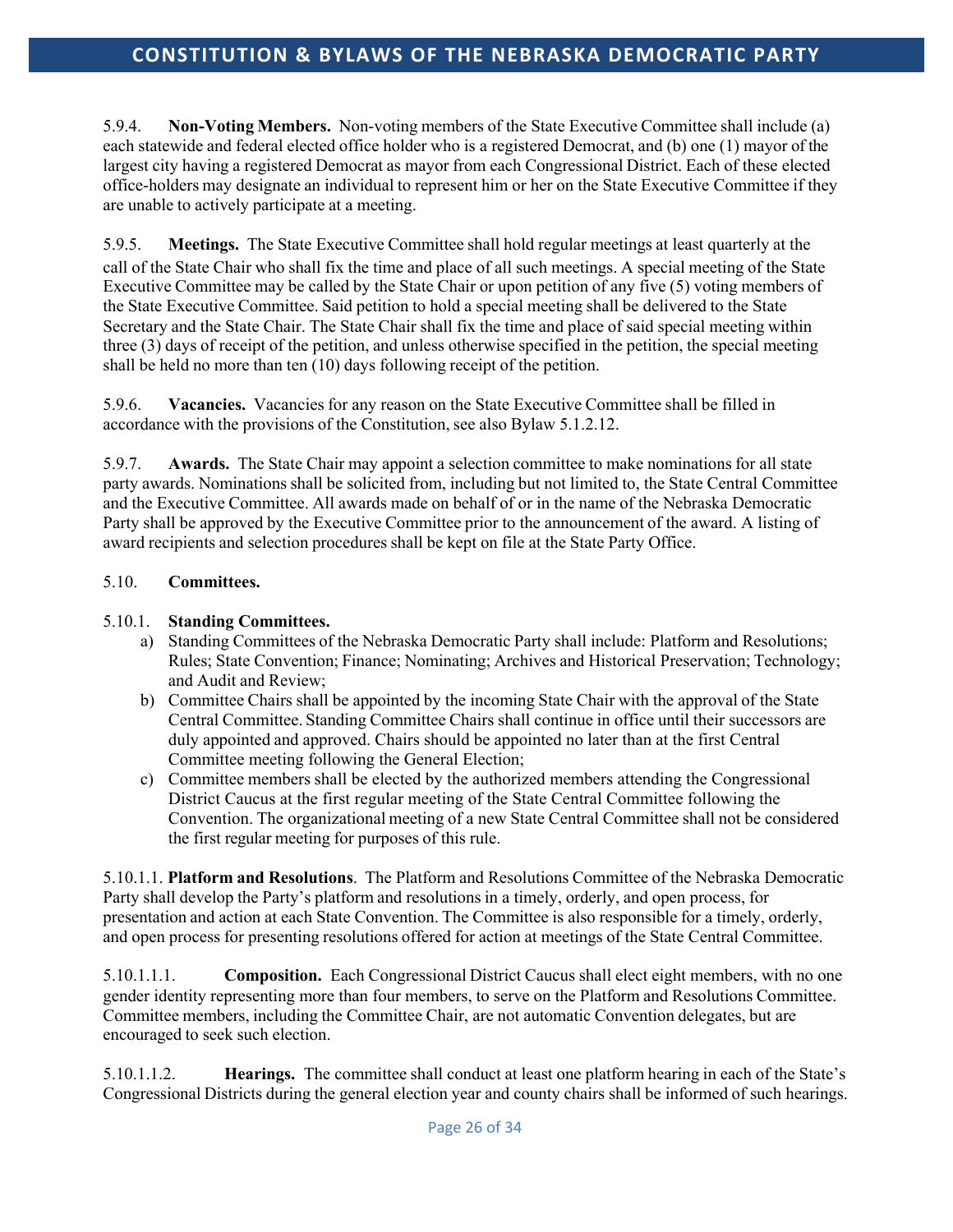5.9.4. **Non-Voting Members.** Non-voting members of the State Executive Committee shall include (a) each statewide and federal elected office holder who is a registered Democrat, and (b) one (1) mayor of the largest city having a registered Democrat as mayor from each Congressional District. Each of these elected office-holders may designate an individual to represent him or her on the State Executive Committee if they are unable to actively participate at a meeting.

5.9.5. **Meetings.** The State Executive Committee shall hold regular meetings at least quarterly at the call of the State Chair who shall fix the time and place of all such meetings. A special meeting of the State Executive Committee may be called by the State Chair or upon petition of any five (5) voting members of the State Executive Committee. Said petition to hold a special meeting shall be delivered to the State Secretary and the State Chair. The State Chair shall fix the time and place of said special meeting within three (3) days of receipt of the petition, and unless otherwise specified in the petition, the special meeting shall be held no more than ten (10) days following receipt of the petition.

5.9.6. **Vacancies.** Vacancies for any reason on the State Executive Committee shall be filled in accordance with the provisions of the Constitution, see also Bylaw 5.1.2.12.

5.9.7. **Awards.** The State Chair may appoint a selection committee to make nominations for all state party awards. Nominations shall be solicited from, including but not limited to, the State Central Committee and the Executive Committee. All awards made on behalf of or in the name of the Nebraska Democratic Party shall be approved by the Executive Committee prior to the announcement of the award. A listing of award recipients and selection procedures shall be kept on file at the State Party Office.

5.10. **Committees.**

5.10.1. **Standing Committees.**

a) Standing Committees of the Nebraska Democratic Party shall include: Platform and Resolutions; Rules; State Convention; Finance; Nominating; Archives and Historical Preservation; Technology; and Audit and Review;
b) Committee Chairs shall be appointed by the incoming State Chair with the approval of the State Central Committee. Standing Committee Chairs shall continue in office until their successors are duly appointed and approved. Chairs should be appointed no later than at the first Central Committee meeting following the General Election;
c) Committee members shall be elected by the authorized members attending the Congressional District Caucus at the first regular meeting of the State Central Committee following the Convention. The organizational meeting of a new State Central Committee shall not be considered the first regular meeting for purposes of this rule.

5.10.1.1. **Platform and Resolutions**. The Platform and Resolutions Committee of the Nebraska Democratic Party shall develop the Party's platform and resolutions in a timely, orderly, and open process, for presentation and action at each State Convention. The Committee is also responsible for a timely, orderly, and open process for presenting resolutions offered for action at meetings of the State Central Committee.

5.10.1.1.1. **Composition.** Each Congressional District Caucus shall elect eight members, with no one gender identity representing more than four members, to serve on the Platform and Resolutions Committee. Committee members, including the Committee Chair, are not automatic Convention delegates, but are encouraged to seek such election.

5.10.1.1.2. **Hearings.** The committee shall conduct at least one platform hearing in each of the State's Congressional Districts during the general election year and county chairs shall be informed of such hearings.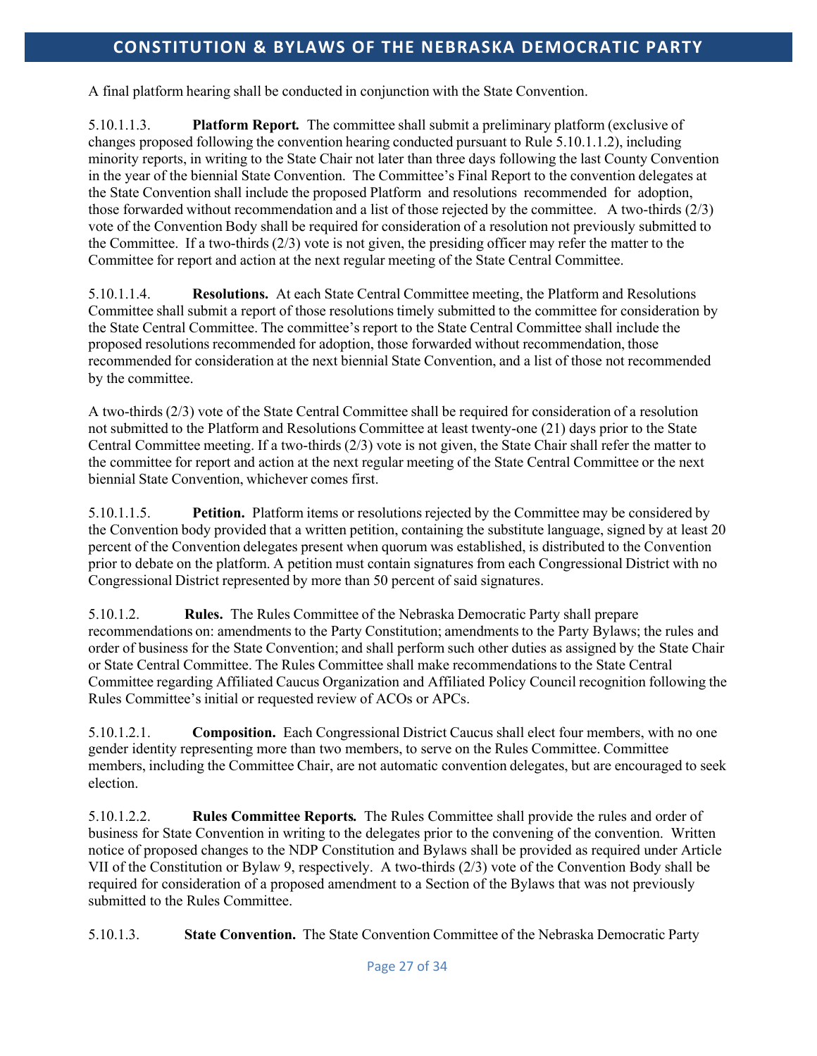A final platform hearing shall be conducted in conjunction with the State Convention.

5.10.1.1.3. **Platform Report.** The committee shall submit a preliminary platform (exclusive of changes proposed following the convention hearing conducted pursuant to Rule 5.10.1.1.2), including minority reports, in writing to the State Chair not later than three days following the last County Convention in the year of the biennial State Convention. The Committee's Final Report to the convention delegates at the State Convention shall include the proposed Platform and resolutions recommended for adoption, those forwarded without recommendation and a list of those rejected by the committee. A two-thirds (2/3) vote of the Convention Body shall be required for consideration of a resolution not previously submitted to the Committee. If a two-thirds (2/3) vote is not given, the presiding officer may refer the matter to the Committee for report and action at the next regular meeting of the State Central Committee.

5.10.1.1.4. **Resolutions.** At each State Central Committee meeting, the Platform and Resolutions Committee shall submit a report of those resolutions timely submitted to the committee for consideration by the State Central Committee. The committee's report to the State Central Committee shall include the proposed resolutions recommended for adoption, those forwarded without recommendation, those recommended for consideration at the next biennial State Convention, and a list of those not recommended by the committee.

A two-thirds (2/3) vote of the State Central Committee shall be required for consideration of a resolution not submitted to the Platform and Resolutions Committee at least twenty-one (21) days prior to the State Central Committee meeting. If a two-thirds (2/3) vote is not given, the State Chair shall refer the matter to the committee for report and action at the next regular meeting of the State Central Committee or the next biennial State Convention, whichever comes first.

5.10.1.1.5. **Petition.** Platform items or resolutions rejected by the Committee may be considered by the Convention body provided that a written petition, containing the substitute language, signed by at least 20 percent of the Convention delegates present when quorum was established, is distributed to the Convention prior to debate on the platform. A petition must contain signatures from each Congressional District with no Congressional District represented by more than 50 percent of said signatures.

5.10.1.2. **Rules.** The Rules Committee of the Nebraska Democratic Party shall prepare recommendations on: amendments to the Party Constitution; amendments to the Party Bylaws; the rules and order of business for the State Convention; and shall perform such other duties as assigned by the State Chair or State Central Committee. The Rules Committee shall make recommendations to the State Central Committee regarding Affiliated Caucus Organization and Affiliated Policy Council recognition following the Rules Committee's initial or requested review of ACOs or APCs.

5.10.1.2.1. **Composition.** Each Congressional District Caucus shall elect four members, with no one gender identity representing more than two members, to serve on the Rules Committee. Committee members, including the Committee Chair, are not automatic convention delegates, but are encouraged to seek election.

5.10.1.2.2. **Rules Committee Reports.** The Rules Committee shall provide the rules and order of business for State Convention in writing to the delegates prior to the convening of the convention. Written notice of proposed changes to the NDP Constitution and Bylaws shall be provided as required under Article VII of the Constitution or Bylaw 9, respectively. A two-thirds (2/3) vote of the Convention Body shall be required for consideration of a proposed amendment to a Section of the Bylaws that was not previously submitted to the Rules Committee.

5.10.1.3. **State Convention.** The State Convention Committee of the Nebraska Democratic Party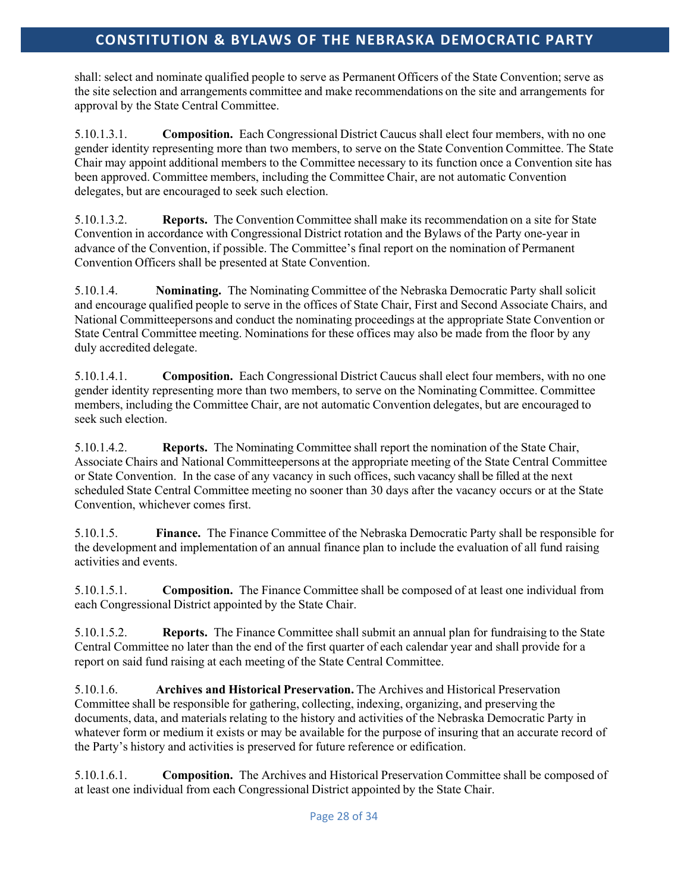shall: select and nominate qualified people to serve as Permanent Officers of the State Convention; serve as the site selection and arrangements committee and make recommendations on the site and arrangements for approval by the State Central Committee.

5.10.1.3.1. **Composition.** Each Congressional District Caucus shall elect four members, with no one gender identity representing more than two members, to serve on the State Convention Committee. The State Chair may appoint additional members to the Committee necessary to its function once a Convention site has been approved. Committee members, including the Committee Chair, are not automatic Convention delegates, but are encouraged to seek such election.

5.10.1.3.2. **Reports.** The Convention Committee shall make its recommendation on a site for State Convention in accordance with Congressional District rotation and the Bylaws of the Party one-year in advance of the Convention, if possible. The Committee's final report on the nomination of Permanent Convention Officers shall be presented at State Convention.

5.10.1.4. **Nominating.** The Nominating Committee of the Nebraska Democratic Party shall solicit and encourage qualified people to serve in the offices of State Chair, First and Second Associate Chairs, and National Committeepersons and conduct the nominating proceedings at the appropriate State Convention or State Central Committee meeting. Nominations for these offices may also be made from the floor by any duly accredited delegate.

5.10.1.4.1. **Composition.** Each Congressional District Caucus shall elect four members, with no one gender identity representing more than two members, to serve on the Nominating Committee. Committee members, including the Committee Chair, are not automatic Convention delegates, but are encouraged to seek such election.

5.10.1.4.2. **Reports.** The Nominating Committee shall report the nomination of the State Chair, Associate Chairs and National Committeepersons at the appropriate meeting of the State Central Committee or State Convention. In the case of any vacancy in such offices, such vacancy shall be filled at the next scheduled State Central Committee meeting no sooner than 30 days after the vacancy occurs or at the State Convention, whichever comes first.

5.10.1.5. **Finance.** The Finance Committee of the Nebraska Democratic Party shall be responsible for the development and implementation of an annual finance plan to include the evaluation of all fund raising activities and events.

5.10.1.5.1. **Composition.** The Finance Committee shall be composed of at least one individual from each Congressional District appointed by the State Chair.

5.10.1.5.2. **Reports.** The Finance Committee shall submit an annual plan for fundraising to the State Central Committee no later than the end of the first quarter of each calendar year and shall provide for a report on said fund raising at each meeting of the State Central Committee.

5.10.1.6. **Archives and Historical Preservation.** The Archives and Historical Preservation Committee shall be responsible for gathering, collecting, indexing, organizing, and preserving the documents, data, and materials relating to the history and activities of the Nebraska Democratic Party in whatever form or medium it exists or may be available for the purpose of insuring that an accurate record of the Party's history and activities is preserved for future reference or edification.

5.10.1.6.1. **Composition.** The Archives and Historical Preservation Committee shall be composed of at least one individual from each Congressional District appointed by the State Chair.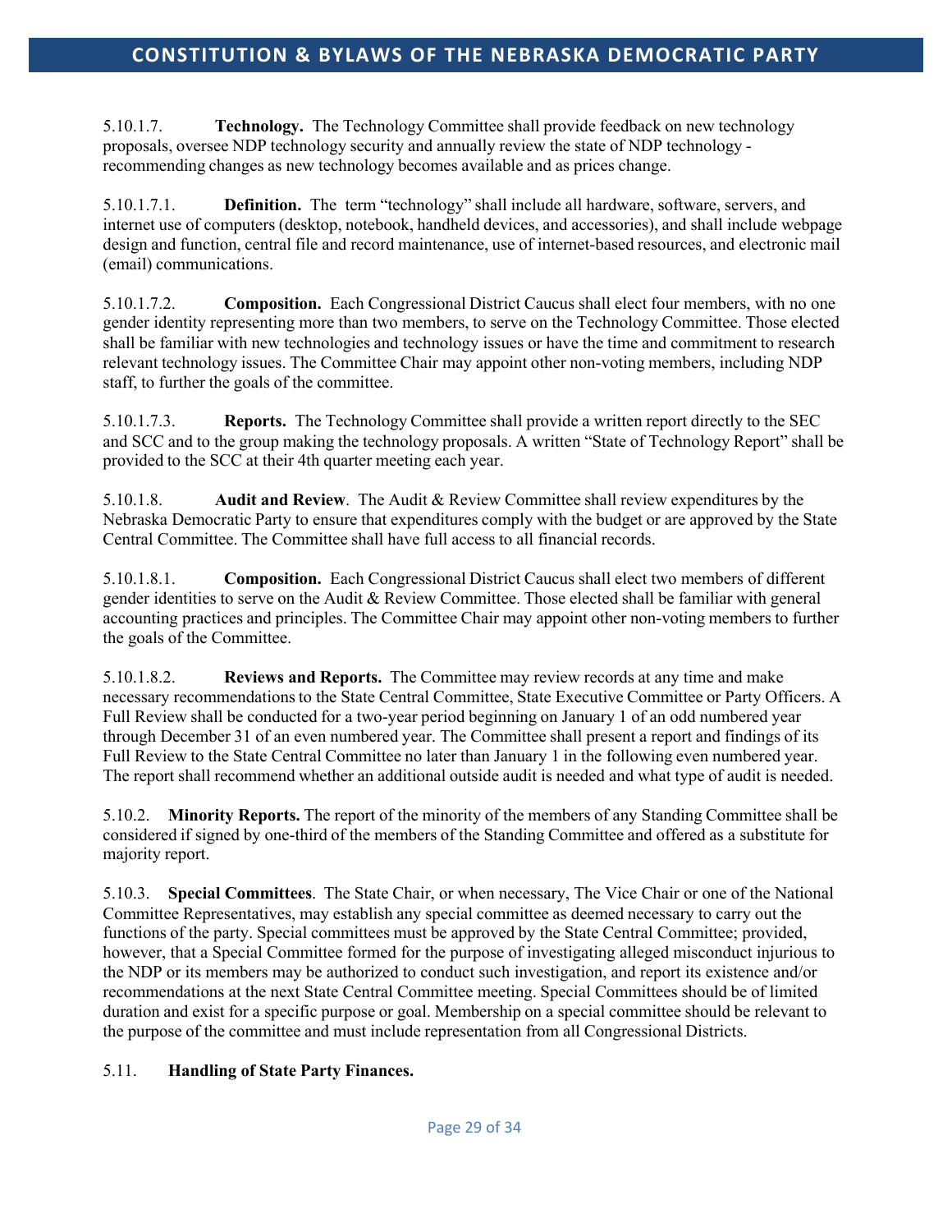5.10.1.7. **Technology.** The Technology Committee shall provide feedback on new technology proposals, oversee NDP technology security and annually review the state of NDP technology - recommending changes as new technology becomes available and as prices change.

5.10.1.7.1. **Definition.** The term "technology" shall include all hardware, software, servers, and internet use of computers (desktop, notebook, handheld devices, and accessories), and shall include webpage design and function, central file and record maintenance, use of internet-based resources, and electronic mail (email) communications.

5.10.1.7.2. **Composition.** Each Congressional District Caucus shall elect four members, with no one gender identity representing more than two members, to serve on the Technology Committee. Those elected shall be familiar with new technologies and technology issues or have the time and commitment to research relevant technology issues. The Committee Chair may appoint other non-voting members, including NDP staff, to further the goals of the committee.

5.10.1.7.3. **Reports.** The Technology Committee shall provide a written report directly to the SEC and SCC and to the group making the technology proposals. A written "State of Technology Report" shall be provided to the SCC at their 4th quarter meeting each year.

5.10.1.8. **Audit and Review**. The Audit & Review Committee shall review expenditures by the Nebraska Democratic Party to ensure that expenditures comply with the budget or are approved by the State Central Committee. The Committee shall have full access to all financial records.

5.10.1.8.1. **Composition.** Each Congressional District Caucus shall elect two members of different gender identities to serve on the Audit & Review Committee. Those elected shall be familiar with general accounting practices and principles. The Committee Chair may appoint other non-voting members to further the goals of the Committee.

5.10.1.8.2. **Reviews and Reports.** The Committee may review records at any time and make necessary recommendations to the State Central Committee, State Executive Committee or Party Officers. A Full Review shall be conducted for a two-year period beginning on January 1 of an odd numbered year through December 31 of an even numbered year. The Committee shall present a report and findings of its Full Review to the State Central Committee no later than January 1 in the following even numbered year. The report shall recommend whether an additional outside audit is needed and what type of audit is needed.

5.10.2. **Minority Reports.** The report of the minority of the members of any Standing Committee shall be considered if signed by one-third of the members of the Standing Committee and offered as a substitute for majority report.

5.10.3. **Special Committees**. The State Chair, or when necessary, The Vice Chair or one of the National Committee Representatives, may establish any special committee as deemed necessary to carry out the functions of the party. Special committees must be approved by the State Central Committee; provided, however, that a Special Committee formed for the purpose of investigating alleged misconduct injurious to the NDP or its members may be authorized to conduct such investigation, and report its existence and/or recommendations at the next State Central Committee meeting. Special Committees should be of limited duration and exist for a specific purpose or goal. Membership on a special committee should be relevant to the purpose of the committee and must include representation from all Congressional Districts.

5.11. **Handling of State Party Finances.**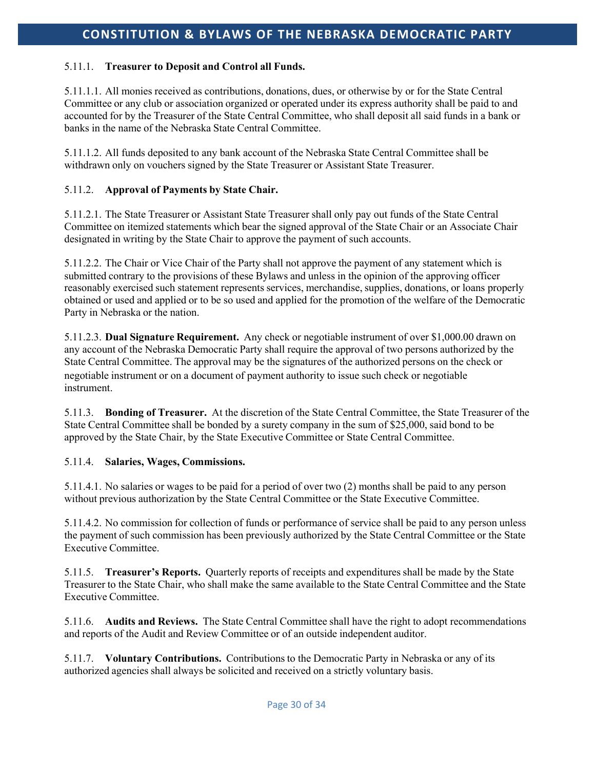5.11.1. **Treasurer to Deposit and Control all Funds.**

5.11.1.1. All monies received as contributions, donations, dues, or otherwise by or for the State Central Committee or any club or association organized or operated under its express authority shall be paid to and accounted for by the Treasurer of the State Central Committee, who shall deposit all said funds in a bank or banks in the name of the Nebraska State Central Committee.

5.11.1.2. All funds deposited to any bank account of the Nebraska State Central Committee shall be withdrawn only on vouchers signed by the State Treasurer or Assistant State Treasurer.

5.11.2. **Approval of Payments by State Chair.**

5.11.2.1. The State Treasurer or Assistant State Treasurer shall only pay out funds of the State Central Committee on itemized statements which bear the signed approval of the State Chair or an Associate Chair designated in writing by the State Chair to approve the payment of such accounts.

5.11.2.2. The Chair or Vice Chair of the Party shall not approve the payment of any statement which is submitted contrary to the provisions of these Bylaws and unless in the opinion of the approving officer reasonably exercised such statement represents services, merchandise, supplies, donations, or loans properly obtained or used and applied or to be so used and applied for the promotion of the welfare of the Democratic Party in Nebraska or the nation.

5.11.2.3. **Dual Signature Requirement.** Any check or negotiable instrument of over $1,000.00 drawn on any account of the Nebraska Democratic Party shall require the approval of two persons authorized by the State Central Committee. The approval may be the signatures of the authorized persons on the check or negotiable instrument or on a document of payment authority to issue such check or negotiable instrument.

5.11.3. **Bonding of Treasurer.** At the discretion of the State Central Committee, the State Treasurer of the State Central Committee shall be bonded by a surety company in the sum of $25,000, said bond to be approved by the State Chair, by the State Executive Committee or State Central Committee.

5.11.4. **Salaries, Wages, Commissions.**

5.11.4.1. No salaries or wages to be paid for a period of over two (2) months shall be paid to any person without previous authorization by the State Central Committee or the State Executive Committee.

5.11.4.2. No commission for collection of funds or performance of service shall be paid to any person unless the payment of such commission has been previously authorized by the State Central Committee or the State Executive Committee.

5.11.5. **Treasurer's Reports.** Quarterly reports of receipts and expenditures shall be made by the State Treasurer to the State Chair, who shall make the same available to the State Central Committee and the State Executive Committee.

5.11.6. **Audits and Reviews.** The State Central Committee shall have the right to adopt recommendations and reports of the Audit and Review Committee or of an outside independent auditor.

5.11.7. **Voluntary Contributions.** Contributions to the Democratic Party in Nebraska or any of its authorized agencies shall always be solicited and received on a strictly voluntary basis.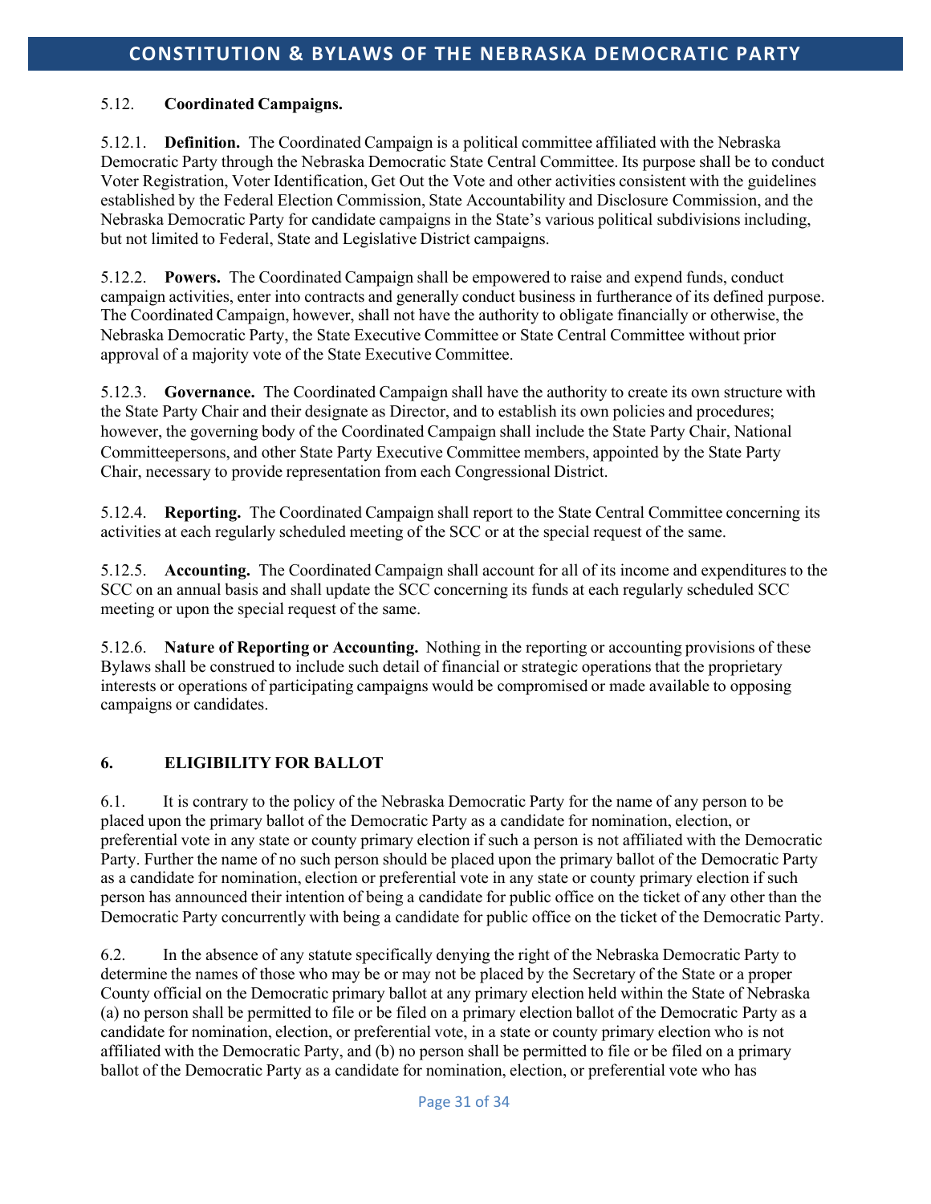5.12. **Coordinated Campaigns.**

5.12.1. **Definition.** The Coordinated Campaign is a political committee affiliated with the Nebraska Democratic Party through the Nebraska Democratic State Central Committee. Its purpose shall be to conduct Voter Registration, Voter Identification, Get Out the Vote and other activities consistent with the guidelines established by the Federal Election Commission, State Accountability and Disclosure Commission, and the Nebraska Democratic Party for candidate campaigns in the State's various political subdivisions including, but not limited to Federal, State and Legislative District campaigns.

5.12.2. **Powers.** The Coordinated Campaign shall be empowered to raise and expend funds, conduct campaign activities, enter into contracts and generally conduct business in furtherance of its defined purpose. The Coordinated Campaign, however, shall not have the authority to obligate financially or otherwise, the Nebraska Democratic Party, the State Executive Committee or State Central Committee without prior approval of a majority vote of the State Executive Committee.

5.12.3. **Governance.** The Coordinated Campaign shall have the authority to create its own structure with the State Party Chair and their designate as Director, and to establish its own policies and procedures; however, the governing body of the Coordinated Campaign shall include the State Party Chair, National Committeepersons, and other State Party Executive Committee members, appointed by the State Party Chair, necessary to provide representation from each Congressional District.

5.12.4. **Reporting.** The Coordinated Campaign shall report to the State Central Committee concerning its activities at each regularly scheduled meeting of the SCC or at the special request of the same.

5.12.5. **Accounting.** The Coordinated Campaign shall account for all of its income and expenditures to the SCC on an annual basis and shall update the SCC concerning its funds at each regularly scheduled SCC meeting or upon the special request of the same.

5.12.6. **Nature of Reporting or Accounting.** Nothing in the reporting or accounting provisions of these Bylaws shall be construed to include such detail of financial or strategic operations that the proprietary interests or operations of participating campaigns would be compromised or made available to opposing campaigns or candidates.

## 6. ELIGIBILITY FOR BALLOT

6.1. It is contrary to the policy of the Nebraska Democratic Party for the name of any person to be placed upon the primary ballot of the Democratic Party as a candidate for nomination, election, or preferential vote in any state or county primary election if such a person is not affiliated with the Democratic Party. Further the name of no such person should be placed upon the primary ballot of the Democratic Party as a candidate for nomination, election or preferential vote in any state or county primary election if such person has announced their intention of being a candidate for public office on the ticket of any other than the Democratic Party concurrently with being a candidate for public office on the ticket of the Democratic Party.

6.2. In the absence of any statute specifically denying the right of the Nebraska Democratic Party to determine the names of those who may be or may not be placed by the Secretary of the State or a proper County official on the Democratic primary ballot at any primary election held within the State of Nebraska (a) no person shall be permitted to file or be filed on a primary election ballot of the Democratic Party as a candidate for nomination, election, or preferential vote, in a state or county primary election who is not affiliated with the Democratic Party, and (b) no person shall be permitted to file or be filed on a primary ballot of the Democratic Party as a candidate for nomination, election, or preferential vote who has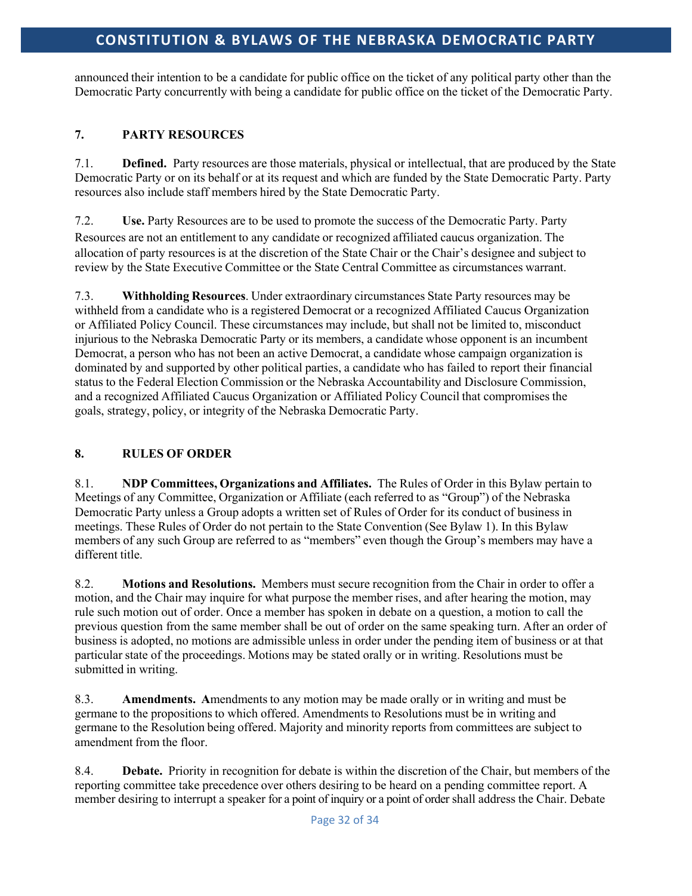announced their intention to be a candidate for public office on the ticket of any political party other than the Democratic Party concurrently with being a candidate for public office on the ticket of the Democratic Party.

## 7. PARTY RESOURCES

7.1. **Defined.** Party resources are those materials, physical or intellectual, that are produced by the State Democratic Party or on its behalf or at its request and which are funded by the State Democratic Party. Party resources also include staff members hired by the State Democratic Party.

7.2. **Use.** Party Resources are to be used to promote the success of the Democratic Party. Party Resources are not an entitlement to any candidate or recognized affiliated caucus organization. The allocation of party resources is at the discretion of the State Chair or the Chair's designee and subject to review by the State Executive Committee or the State Central Committee as circumstances warrant.

7.3. **Withholding Resources**. Under extraordinary circumstances State Party resources may be withheld from a candidate who is a registered Democrat or a recognized Affiliated Caucus Organization or Affiliated Policy Council. These circumstances may include, but shall not be limited to, misconduct injurious to the Nebraska Democratic Party or its members, a candidate whose opponent is an incumbent Democrat, a person who has not been an active Democrat, a candidate whose campaign organization is dominated by and supported by other political parties, a candidate who has failed to report their financial status to the Federal Election Commission or the Nebraska Accountability and Disclosure Commission, and a recognized Affiliated Caucus Organization or Affiliated Policy Council that compromises the goals, strategy, policy, or integrity of the Nebraska Democratic Party.

## 8. RULES OF ORDER

8.1. **NDP Committees, Organizations and Affiliates.** The Rules of Order in this Bylaw pertain to Meetings of any Committee, Organization or Affiliate (each referred to as "Group") of the Nebraska Democratic Party unless a Group adopts a written set of Rules of Order for its conduct of business in meetings. These Rules of Order do not pertain to the State Convention (See Bylaw 1). In this Bylaw members of any such Group are referred to as "members" even though the Group's members may have a different title.

8.2. **Motions and Resolutions.** Members must secure recognition from the Chair in order to offer a motion, and the Chair may inquire for what purpose the member rises, and after hearing the motion, may rule such motion out of order. Once a member has spoken in debate on a question, a motion to call the previous question from the same member shall be out of order on the same speaking turn. After an order of business is adopted, no motions are admissible unless in order under the pending item of business or at that particular state of the proceedings. Motions may be stated orally or in writing. Resolutions must be submitted in writing.

8.3. **Amendments. A**mendments to any motion may be made orally or in writing and must be germane to the propositions to which offered. Amendments to Resolutions must be in writing and germane to the Resolution being offered. Majority and minority reports from committees are subject to amendment from the floor.

8.4. **Debate.** Priority in recognition for debate is within the discretion of the Chair, but members of the reporting committee take precedence over others desiring to be heard on a pending committee report. A member desiring to interrupt a speaker for a point of inquiry or a point of order shall address the Chair. Debate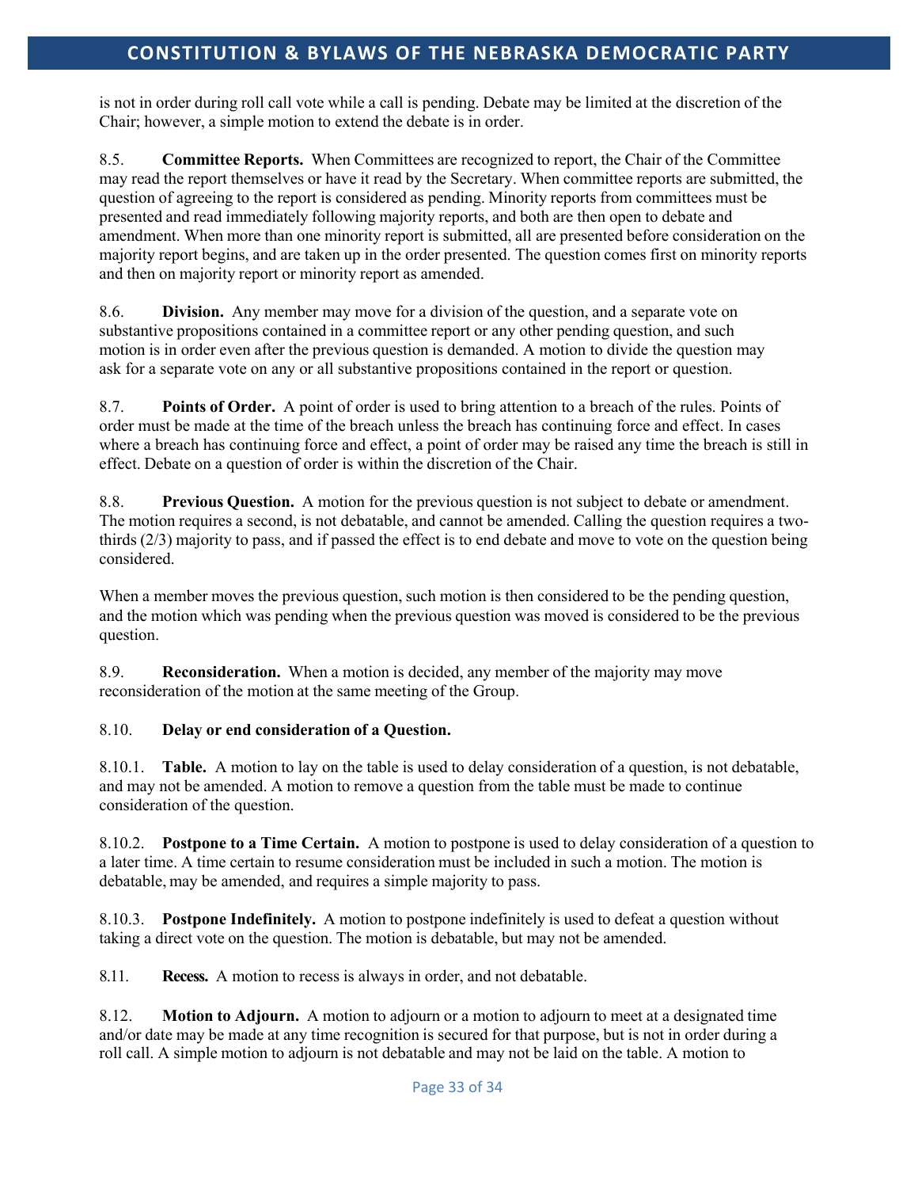is not in order during roll call vote while a call is pending. Debate may be limited at the discretion of the Chair; however, a simple motion to extend the debate is in order.

8.5. **Committee Reports.** When Committees are recognized to report, the Chair of the Committee may read the report themselves or have it read by the Secretary. When committee reports are submitted, the question of agreeing to the report is considered as pending. Minority reports from committees must be presented and read immediately following majority reports, and both are then open to debate and amendment. When more than one minority report is submitted, all are presented before consideration on the majority report begins, and are taken up in the order presented. The question comes first on minority reports and then on majority report or minority report as amended.

8.6. **Division.** Any member may move for a division of the question, and a separate vote on substantive propositions contained in a committee report or any other pending question, and such motion is in order even after the previous question is demanded. A motion to divide the question may ask for a separate vote on any or all substantive propositions contained in the report or question.

8.7. **Points of Order.** A point of order is used to bring attention to a breach of the rules. Points of order must be made at the time of the breach unless the breach has continuing force and effect. In cases where a breach has continuing force and effect, a point of order may be raised any time the breach is still in effect. Debate on a question of order is within the discretion of the Chair.

8.8. **Previous Question.** A motion for the previous question is not subject to debate or amendment. The motion requires a second, is not debatable, and cannot be amended. Calling the question requires a two-thirds (2/3) majority to pass, and if passed the effect is to end debate and move to vote on the question being considered.

When a member moves the previous question, such motion is then considered to be the pending question, and the motion which was pending when the previous question was moved is considered to be the previous question.

8.9. **Reconsideration.** When a motion is decided, any member of the majority may move reconsideration of the motion at the same meeting of the Group.

8.10. **Delay or end consideration of a Question.**

8.10.1. **Table.** A motion to lay on the table is used to delay consideration of a question, is not debatable, and may not be amended. A motion to remove a question from the table must be made to continue consideration of the question.

8.10.2. **Postpone to a Time Certain.** A motion to postpone is used to delay consideration of a question to a later time. A time certain to resume consideration must be included in such a motion. The motion is debatable, may be amended, and requires a simple majority to pass.

8.10.3. **Postpone Indefinitely.** A motion to postpone indefinitely is used to defeat a question without taking a direct vote on the question. The motion is debatable, but may not be amended.

8.11. **Recess.** A motion to recess is always in order, and not debatable.

8.12. **Motion to Adjourn.** A motion to adjourn or a motion to adjourn to meet at a designated time and/or date may be made at any time recognition is secured for that purpose, but is not in order during a roll call. A simple motion to adjourn is not debatable and may not be laid on the table. A motion to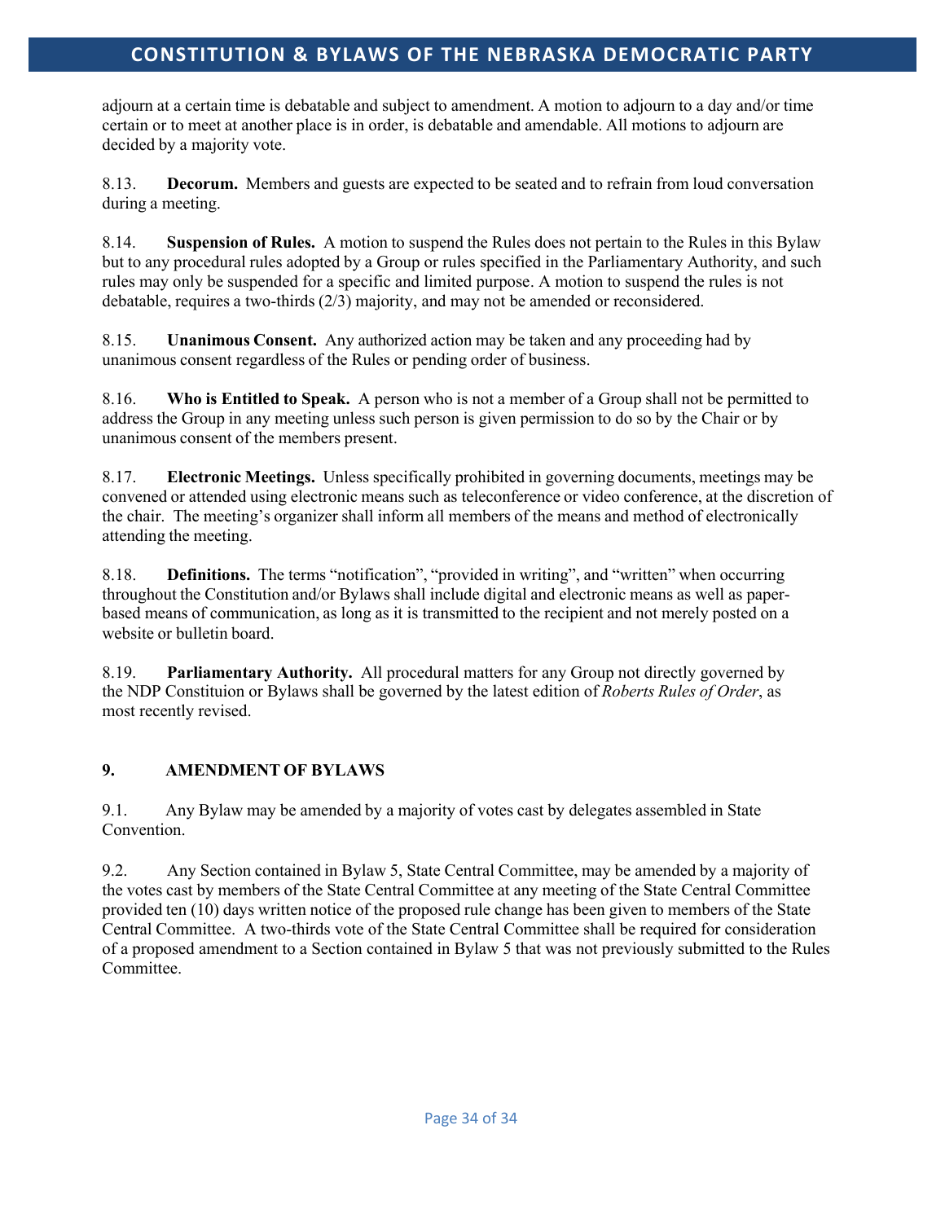adjourn at a certain time is debatable and subject to amendment. A motion to adjourn to a day and/or time certain or to meet at another place is in order, is debatable and amendable. All motions to adjourn are decided by a majority vote.

8.13. **Decorum.** Members and guests are expected to be seated and to refrain from loud conversation during a meeting.

8.14. **Suspension of Rules.** A motion to suspend the Rules does not pertain to the Rules in this Bylaw but to any procedural rules adopted by a Group or rules specified in the Parliamentary Authority, and such rules may only be suspended for a specific and limited purpose. A motion to suspend the rules is not debatable, requires a two-thirds (2/3) majority, and may not be amended or reconsidered.

8.15. **Unanimous Consent.** Any authorized action may be taken and any proceeding had by unanimous consent regardless of the Rules or pending order of business.

8.16. **Who is Entitled to Speak.** A person who is not a member of a Group shall not be permitted to address the Group in any meeting unless such person is given permission to do so by the Chair or by unanimous consent of the members present.

8.17. **Electronic Meetings.** Unless specifically prohibited in governing documents, meetings may be convened or attended using electronic means such as teleconference or video conference, at the discretion of the chair. The meeting's organizer shall inform all members of the means and method of electronically attending the meeting.

8.18. **Definitions.** The terms "notification", "provided in writing", and "written" when occurring throughout the Constitution and/or Bylaws shall include digital and electronic means as well as paper-based means of communication, as long as it is transmitted to the recipient and not merely posted on a website or bulletin board.

8.19. **Parliamentary Authority.** All procedural matters for any Group not directly governed by the NDP Constituion or Bylaws shall be governed by the latest edition of *Roberts Rules of Order*, as most recently revised.

## 9. AMENDMENT OF BYLAWS

9.1. Any Bylaw may be amended by a majority of votes cast by delegates assembled in State Convention.

9.2. Any Section contained in Bylaw 5, State Central Committee, may be amended by a majority of the votes cast by members of the State Central Committee at any meeting of the State Central Committee provided ten (10) days written notice of the proposed rule change has been given to members of the State Central Committee. A two-thirds vote of the State Central Committee shall be required for consideration of a proposed amendment to a Section contained in Bylaw 5 that was not previously submitted to the Rules Committee.